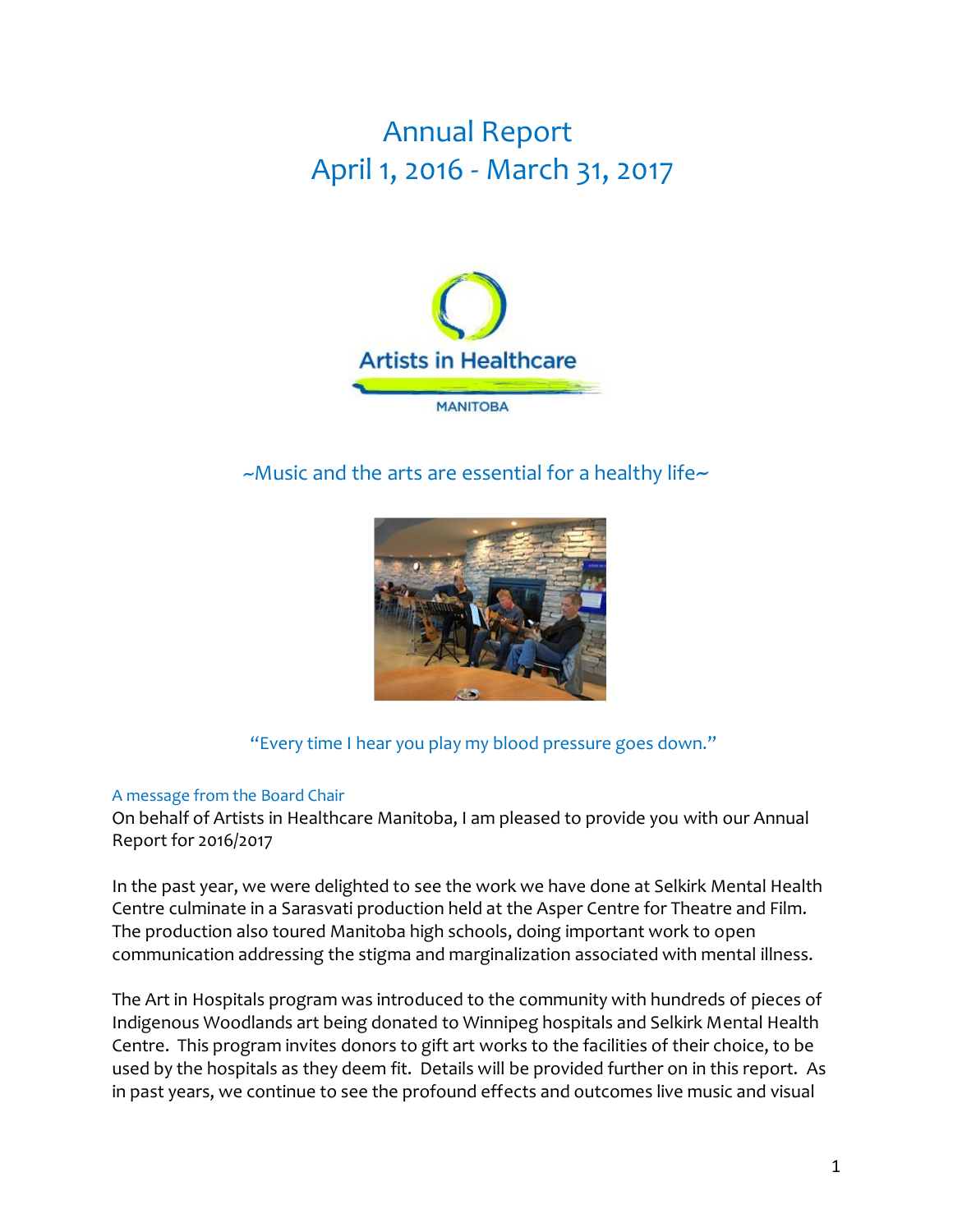# Annual Report
# April 1, 2016 - March 31, 2017

Artists in Healthcare

MANITOBA

~Music and the arts are essential for a healthy life~

"Every time I hear you play my blood pressure goes down."

## A message from the Board Chair

On behalf of Artists in Healthcare Manitoba, I am pleased to provide you with our Annual Report for 2016/2017

In the past year, we were delighted to see the work we have done at Selkirk Mental Health Centre culminate in a Sarasvati production held at the Asper Centre for Theatre and Film. The production also toured Manitoba high schools, doing important work to open communication addressing the stigma and marginalization associated with mental illness.

The Art in Hospitals program was introduced to the community with hundreds of pieces of Indigenous Woodlands art being donated to Winnipeg hospitals and Selkirk Mental Health Centre. This program invites donors to gift art works to the facilities of their choice, to be used by the hospitals as they deem fit. Details will be provided further on in this report. As in past years, we continue to see the profound effects and outcomes live music and visual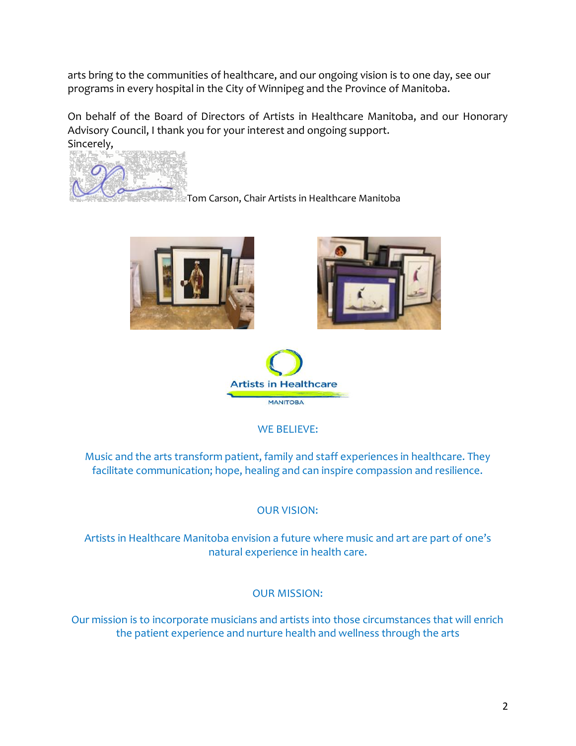arts bring to the communities of healthcare, and our ongoing vision is to one day, see our programs in every hospital in the City of Winnipeg and the Province of Manitoba.

On behalf of the Board of Directors of Artists in Healthcare Manitoba, and our Honorary Advisory Council, I thank you for your interest and ongoing support.
Sincerely,

Tom Carson, Chair Artists in Healthcare Manitoba

Artists in Healthcare
MANITOBA

WE BELIEVE:

Music and the arts transform patient, family and staff experiences in healthcare. They facilitate communication; hope, healing and can inspire compassion and resilience.

OUR VISION:

Artists in Healthcare Manitoba envision a future where music and art are part of one's natural experience in health care.

OUR MISSION:

Our mission is to incorporate musicians and artists into those circumstances that will enrich the patient experience and nurture health and wellness through the arts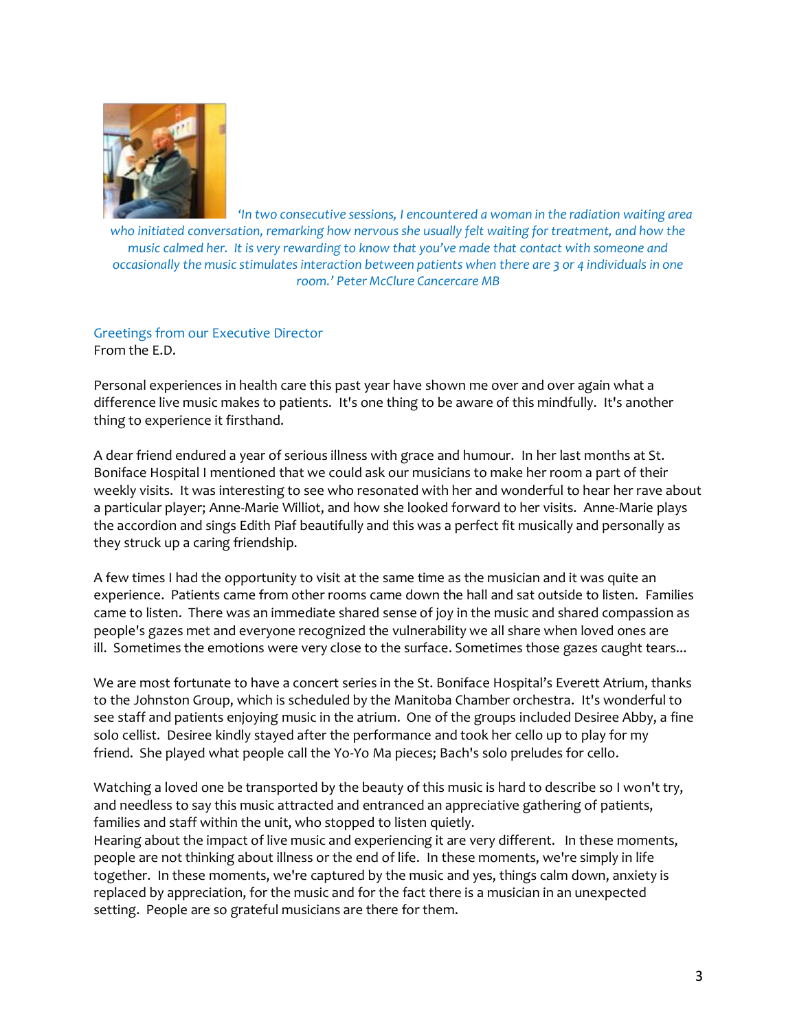*'In two consecutive sessions, I encountered a woman in the radiation waiting area who initiated conversation, remarking how nervous she usually felt waiting for treatment, and how the music calmed her. It is very rewarding to know that you've made that contact with someone and occasionally the music stimulates interaction between patients when there are 3 or 4 individuals in one room.' Peter McClure Cancercare MB*

## Greetings from our Executive Director

From the E.D.

Personal experiences in health care this past year have shown me over and over again what a difference live music makes to patients. It's one thing to be aware of this mindfully. It's another thing to experience it firsthand.

A dear friend endured a year of serious illness with grace and humour. In her last months at St. Boniface Hospital I mentioned that we could ask our musicians to make her room a part of their weekly visits. It was interesting to see who resonated with her and wonderful to hear her rave about a particular player; Anne-Marie Williot, and how she looked forward to her visits. Anne-Marie plays the accordion and sings Edith Piaf beautifully and this was a perfect fit musically and personally as they struck up a caring friendship.

A few times I had the opportunity to visit at the same time as the musician and it was quite an experience. Patients came from other rooms came down the hall and sat outside to listen. Families came to listen. There was an immediate shared sense of joy in the music and shared compassion as people's gazes met and everyone recognized the vulnerability we all share when loved ones are ill. Sometimes the emotions were very close to the surface. Sometimes those gazes caught tears...

We are most fortunate to have a concert series in the St. Boniface Hospital's Everett Atrium, thanks to the Johnston Group, which is scheduled by the Manitoba Chamber orchestra. It's wonderful to see staff and patients enjoying music in the atrium. One of the groups included Desiree Abby, a fine solo cellist. Desiree kindly stayed after the performance and took her cello up to play for my friend. She played what people call the Yo-Yo Ma pieces; Bach's solo preludes for cello.

Watching a loved one be transported by the beauty of this music is hard to describe so I won't try, and needless to say this music attracted and entranced an appreciative gathering of patients, families and staff within the unit, who stopped to listen quietly.
Hearing about the impact of live music and experiencing it are very different. In these moments, people are not thinking about illness or the end of life. In these moments, we're simply in life together. In these moments, we're captured by the music and yes, things calm down, anxiety is replaced by appreciation, for the music and for the fact there is a musician in an unexpected setting. People are so grateful musicians are there for them.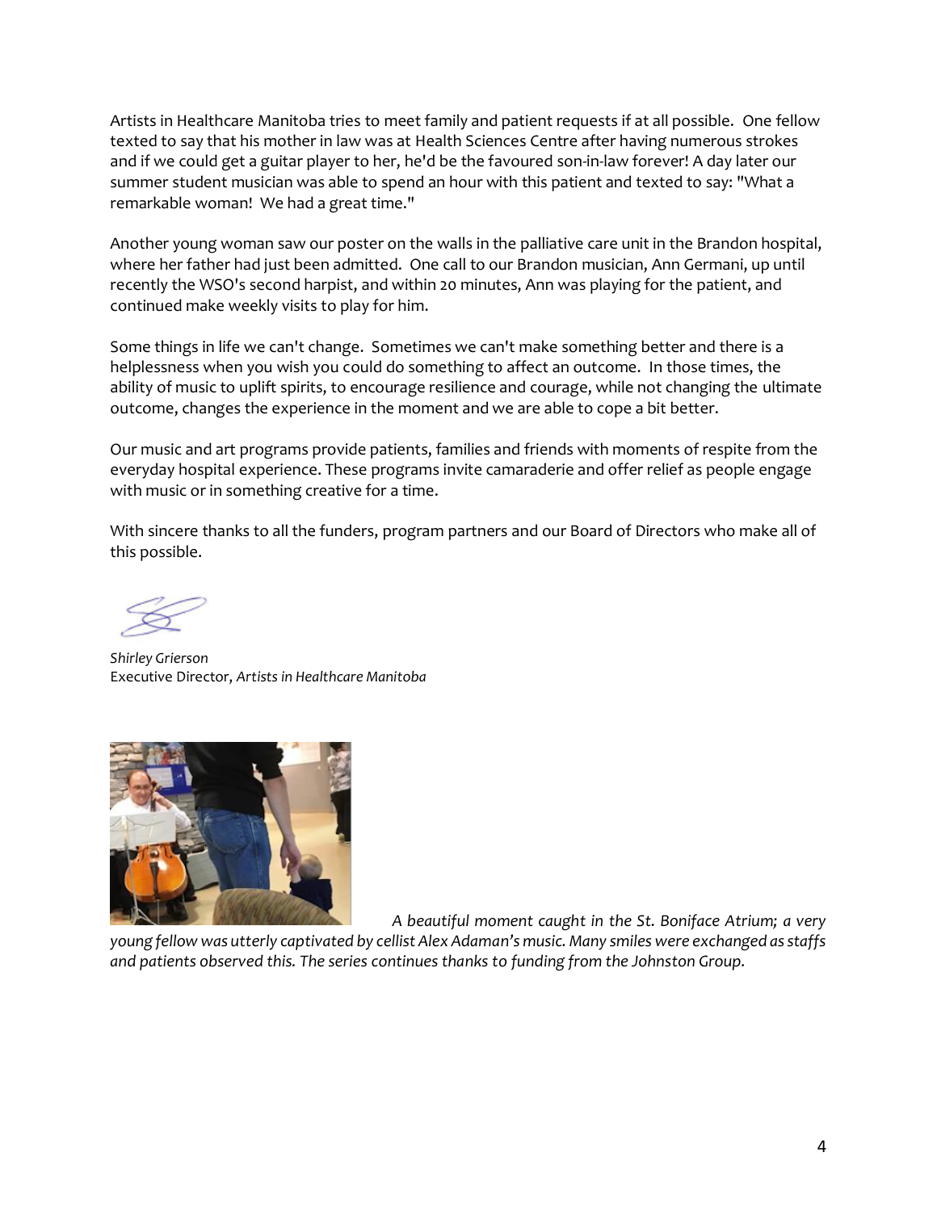Artists in Healthcare Manitoba tries to meet family and patient requests if at all possible. One fellow texted to say that his mother in law was at Health Sciences Centre after having numerous strokes and if we could get a guitar player to her, he'd be the favoured son-in-law forever! A day later our summer student musician was able to spend an hour with this patient and texted to say: "What a remarkable woman! We had a great time."

Another young woman saw our poster on the walls in the palliative care unit in the Brandon hospital, where her father had just been admitted. One call to our Brandon musician, Ann Germani, up until recently the WSO's second harpist, and within 20 minutes, Ann was playing for the patient, and continued make weekly visits to play for him.

Some things in life we can't change. Sometimes we can't make something better and there is a helplessness when you wish you could do something to affect an outcome. In those times, the ability of music to uplift spirits, to encourage resilience and courage, while not changing the ultimate outcome, changes the experience in the moment and we are able to cope a bit better.

Our music and art programs provide patients, families and friends with moments of respite from the everyday hospital experience. These programs invite camaraderie and offer relief as people engage with music or in something creative for a time.

With sincere thanks to all the funders, program partners and our Board of Directors who make all of this possible.

*Shirley Grierson*
Executive Director, *Artists in Healthcare Manitoba*

*A beautiful moment caught in the St. Boniface Atrium; a very young fellow was utterly captivated by cellist Alex Adaman's music. Many smiles were exchanged as staffs and patients observed this. The series continues thanks to funding from the Johnston Group.*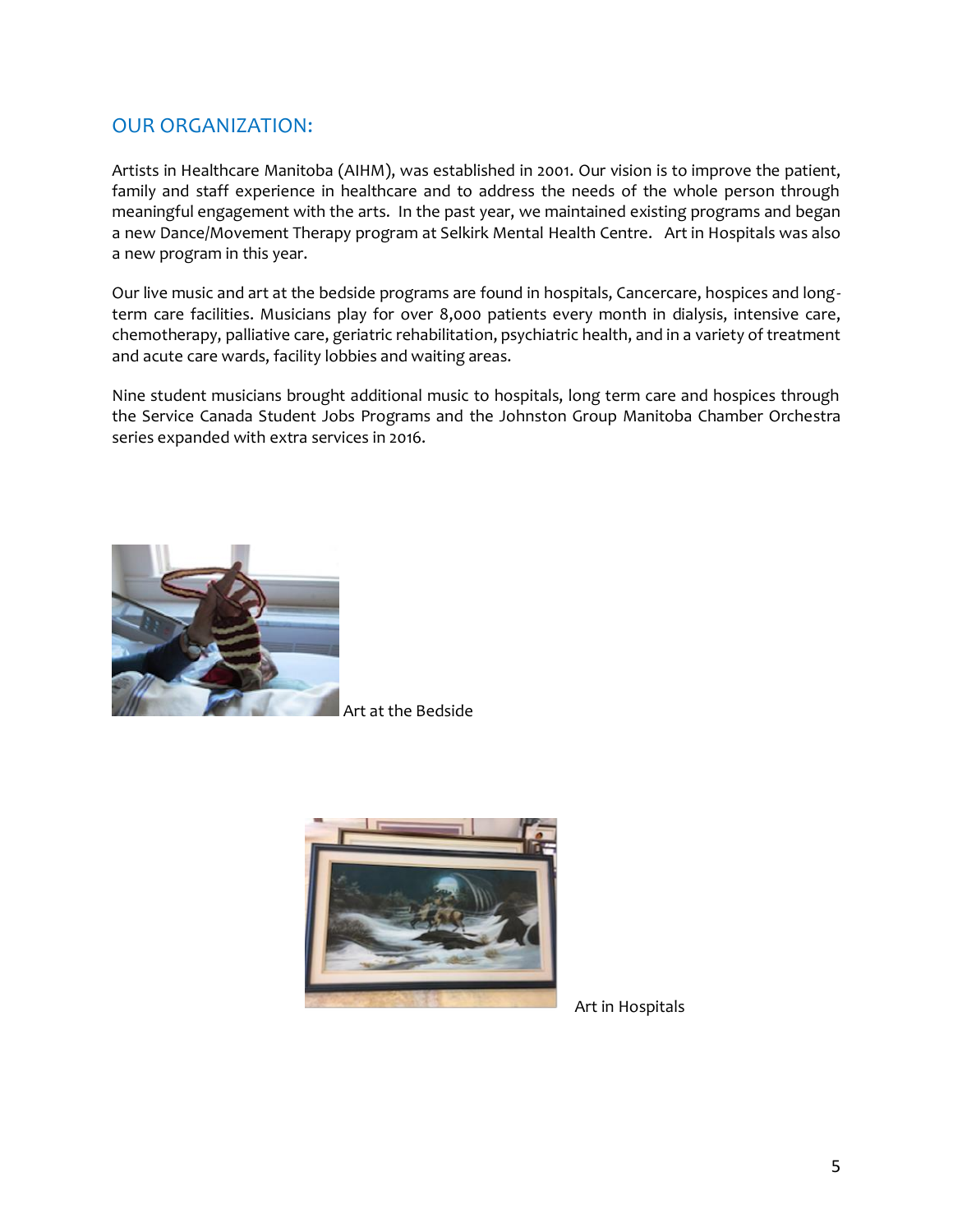## OUR ORGANIZATION:

Artists in Healthcare Manitoba (AIHM), was established in 2001. Our vision is to improve the patient, family and staff experience in healthcare and to address the needs of the whole person through meaningful engagement with the arts. In the past year, we maintained existing programs and began a new Dance/Movement Therapy program at Selkirk Mental Health Centre. Art in Hospitals was also a new program in this year.

Our live music and art at the bedside programs are found in hospitals, Cancercare, hospices and long-term care facilities. Musicians play for over 8,000 patients every month in dialysis, intensive care, chemotherapy, palliative care, geriatric rehabilitation, psychiatric health, and in a variety of treatment and acute care wards, facility lobbies and waiting areas.

Nine student musicians brought additional music to hospitals, long term care and hospices through the Service Canada Student Jobs Programs and the Johnston Group Manitoba Chamber Orchestra series expanded with extra services in 2016.

Art at the Bedside

Art in Hospitals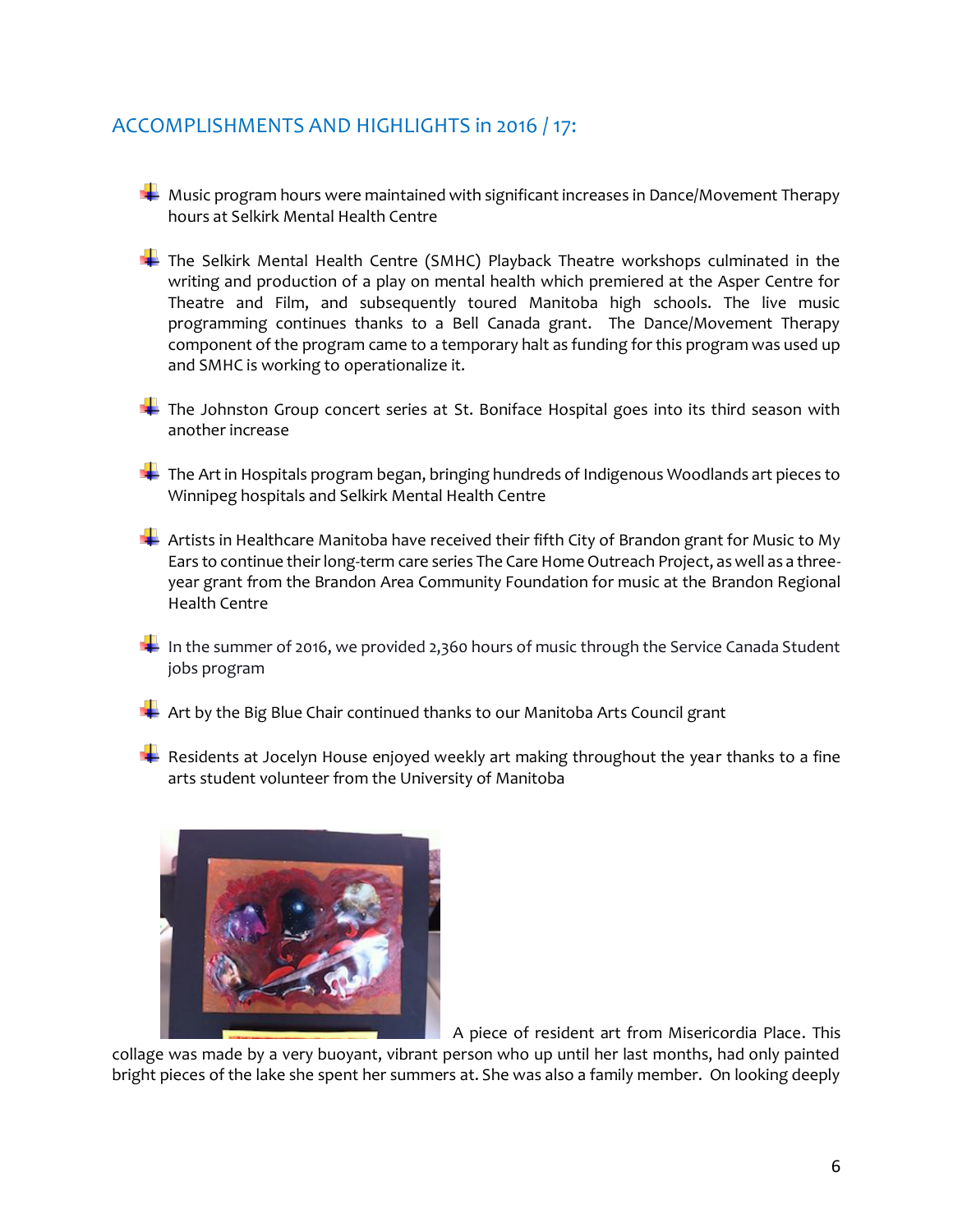## ACCOMPLISHMENTS AND HIGHLIGHTS in 2016 / 17:

- Music program hours were maintained with significant increases in Dance/Movement Therapy hours at Selkirk Mental Health Centre

- The Selkirk Mental Health Centre (SMHC) Playback Theatre workshops culminated in the writing and production of a play on mental health which premiered at the Asper Centre for Theatre and Film, and subsequently toured Manitoba high schools. The live music programming continues thanks to a Bell Canada grant. The Dance/Movement Therapy component of the program came to a temporary halt as funding for this program was used up and SMHC is working to operationalize it.

- The Johnston Group concert series at St. Boniface Hospital goes into its third season with another increase

- The Art in Hospitals program began, bringing hundreds of Indigenous Woodlands art pieces to Winnipeg hospitals and Selkirk Mental Health Centre

- Artists in Healthcare Manitoba have received their fifth City of Brandon grant for Music to My Ears to continue their long-term care series The Care Home Outreach Project, as well as a three-year grant from the Brandon Area Community Foundation for music at the Brandon Regional Health Centre

- In the summer of 2016, we provided 2,360 hours of music through the Service Canada Student jobs program

- Art by the Big Blue Chair continued thanks to our Manitoba Arts Council grant

- Residents at Jocelyn House enjoyed weekly art making throughout the year thanks to a fine arts student volunteer from the University of Manitoba

A piece of resident art from Misericordia Place. This collage was made by a very buoyant, vibrant person who up until her last months, had only painted bright pieces of the lake she spent her summers at. She was also a family member. On looking deeply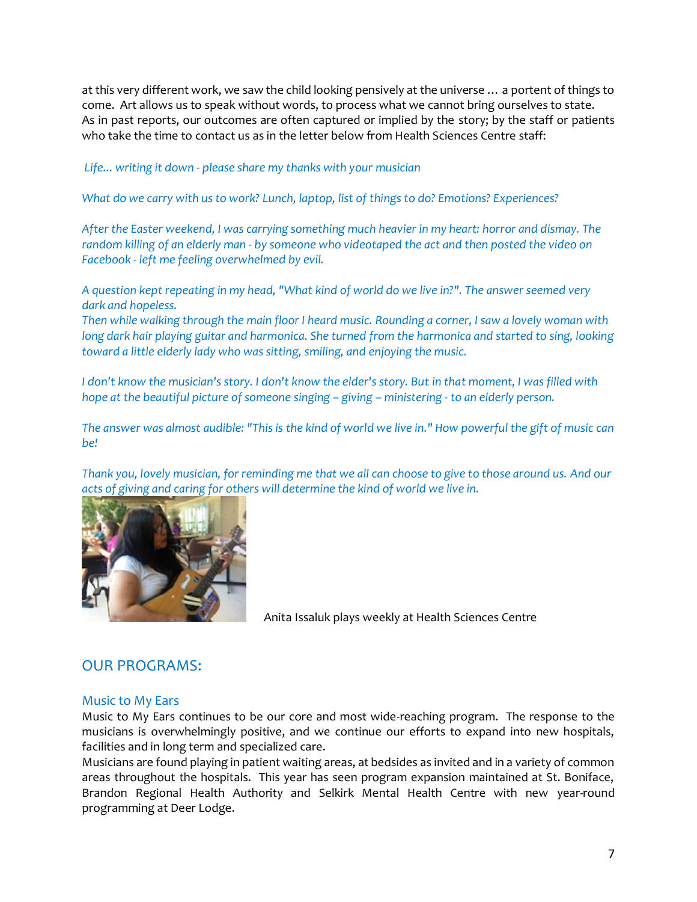at this very different work, we saw the child looking pensively at the universe … a portent of things to come. Art allows us to speak without words, to process what we cannot bring ourselves to state.
As in past reports, our outcomes are often captured or implied by the story; by the staff or patients who take the time to contact us as in the letter below from Health Sciences Centre staff:

*Life... writing it down - please share my thanks with your musician*

*What do we carry with us to work? Lunch, laptop, list of things to do? Emotions? Experiences?*

*After the Easter weekend, I was carrying something much heavier in my heart: horror and dismay. The random killing of an elderly man - by someone who videotaped the act and then posted the video on Facebook - left me feeling overwhelmed by evil.*

*A question kept repeating in my head, "What kind of world do we live in?". The answer seemed very dark and hopeless.*
*Then while walking through the main floor I heard music. Rounding a corner, I saw a lovely woman with long dark hair playing guitar and harmonica. She turned from the harmonica and started to sing, looking toward a little elderly lady who was sitting, smiling, and enjoying the music.*

*I don't know the musician's story. I don't know the elder's story. But in that moment, I was filled with hope at the beautiful picture of someone singing – giving – ministering - to an elderly person.*

*The answer was almost audible: "This is the kind of world we live in." How powerful the gift of music can be!*

*Thank you, lovely musician, for reminding me that we all can choose to give to those around us. And our acts of giving and caring for others will determine the kind of world we live in.*

Anita Issaluk plays weekly at Health Sciences Centre

## OUR PROGRAMS:

### Music to My Ears

Music to My Ears continues to be our core and most wide-reaching program. The response to the musicians is overwhelmingly positive, and we continue our efforts to expand into new hospitals, facilities and in long term and specialized care.
Musicians are found playing in patient waiting areas, at bedsides as invited and in a variety of common areas throughout the hospitals. This year has seen program expansion maintained at St. Boniface, Brandon Regional Health Authority and Selkirk Mental Health Centre with new year-round programming at Deer Lodge.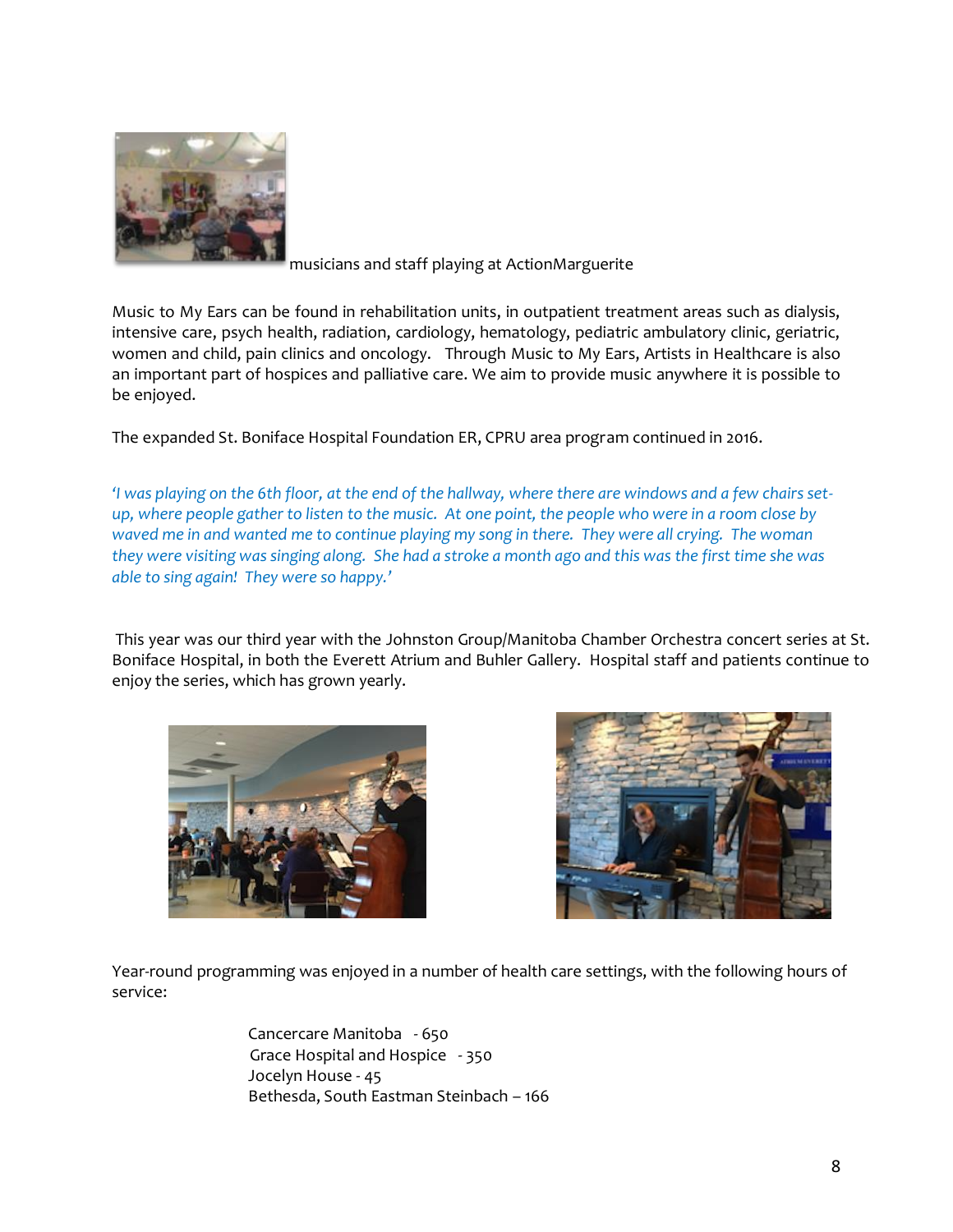musicians and staff playing at ActionMarguerite

Music to My Ears can be found in rehabilitation units, in outpatient treatment areas such as dialysis, intensive care, psych health, radiation, cardiology, hematology, pediatric ambulatory clinic, geriatric, women and child, pain clinics and oncology. Through Music to My Ears, Artists in Healthcare is also an important part of hospices and palliative care. We aim to provide music anywhere it is possible to be enjoyed.

The expanded St. Boniface Hospital Foundation ER, CPRU area program continued in 2016.

*'I was playing on the 6th floor, at the end of the hallway, where there are windows and a few chairs set-up, where people gather to listen to the music. At one point, the people who were in a room close by waved me in and wanted me to continue playing my song in there. They were all crying. The woman they were visiting was singing along. She had a stroke a month ago and this was the first time she was able to sing again! They were so happy.'*

This year was our third year with the Johnston Group/Manitoba Chamber Orchestra concert series at St. Boniface Hospital, in both the Everett Atrium and Buhler Gallery. Hospital staff and patients continue to enjoy the series, which has grown yearly.

Year-round programming was enjoyed in a number of health care settings, with the following hours of service:

Cancercare Manitoba - 650
Grace Hospital and Hospice - 350
Jocelyn House - 45
Bethesda, South Eastman Steinbach – 166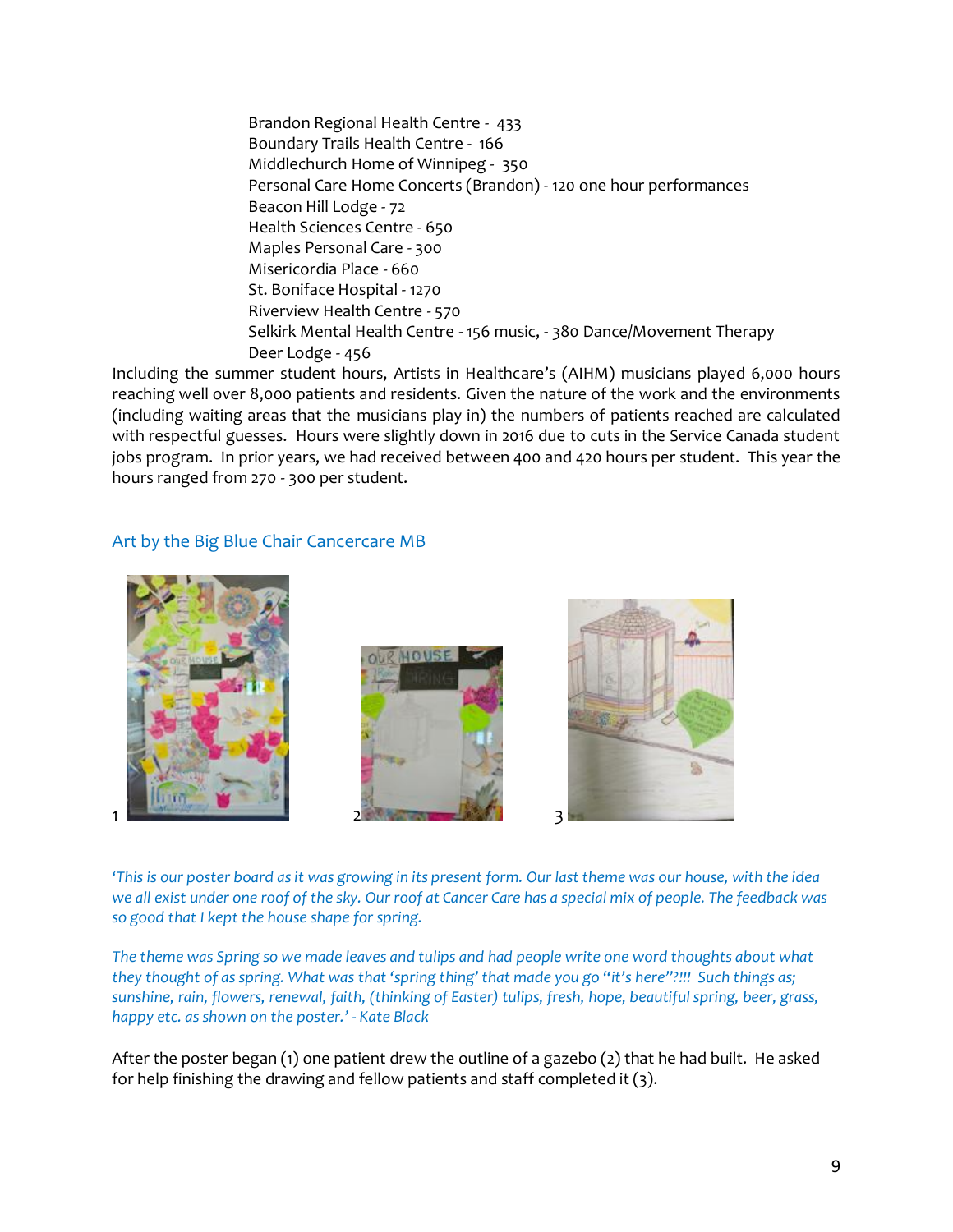Brandon Regional Health Centre - 433
Boundary Trails Health Centre - 166
Middlechurch Home of Winnipeg - 350
Personal Care Home Concerts (Brandon) - 120 one hour performances
Beacon Hill Lodge - 72
Health Sciences Centre - 650
Maples Personal Care - 300
Misericordia Place - 660
St. Boniface Hospital - 1270
Riverview Health Centre - 570
Selkirk Mental Health Centre - 156 music, - 380 Dance/Movement Therapy
Deer Lodge - 456

Including the summer student hours, Artists in Healthcare's (AIHM) musicians played 6,000 hours reaching well over 8,000 patients and residents. Given the nature of the work and the environments (including waiting areas that the musicians play in) the numbers of patients reached are calculated with respectful guesses. Hours were slightly down in 2016 due to cuts in the Service Canada student jobs program. In prior years, we had received between 400 and 420 hours per student. This year the hours ranged from 270 - 300 per student.

## Art by the Big Blue Chair Cancercare MB

1

2

3

*'This is our poster board as it was growing in its present form. Our last theme was our house, with the idea we all exist under one roof of the sky. Our roof at Cancer Care has a special mix of people. The feedback was so good that I kept the house shape for spring.*

*The theme was Spring so we made leaves and tulips and had people write one word thoughts about what they thought of as spring. What was that 'spring thing' that made you go "it's here"?!!! Such things as; sunshine, rain, flowers, renewal, faith, (thinking of Easter) tulips, fresh, hope, beautiful spring, beer, grass, happy etc. as shown on the poster.' - Kate Black*

After the poster began (1) one patient drew the outline of a gazebo (2) that he had built. He asked for help finishing the drawing and fellow patients and staff completed it (3).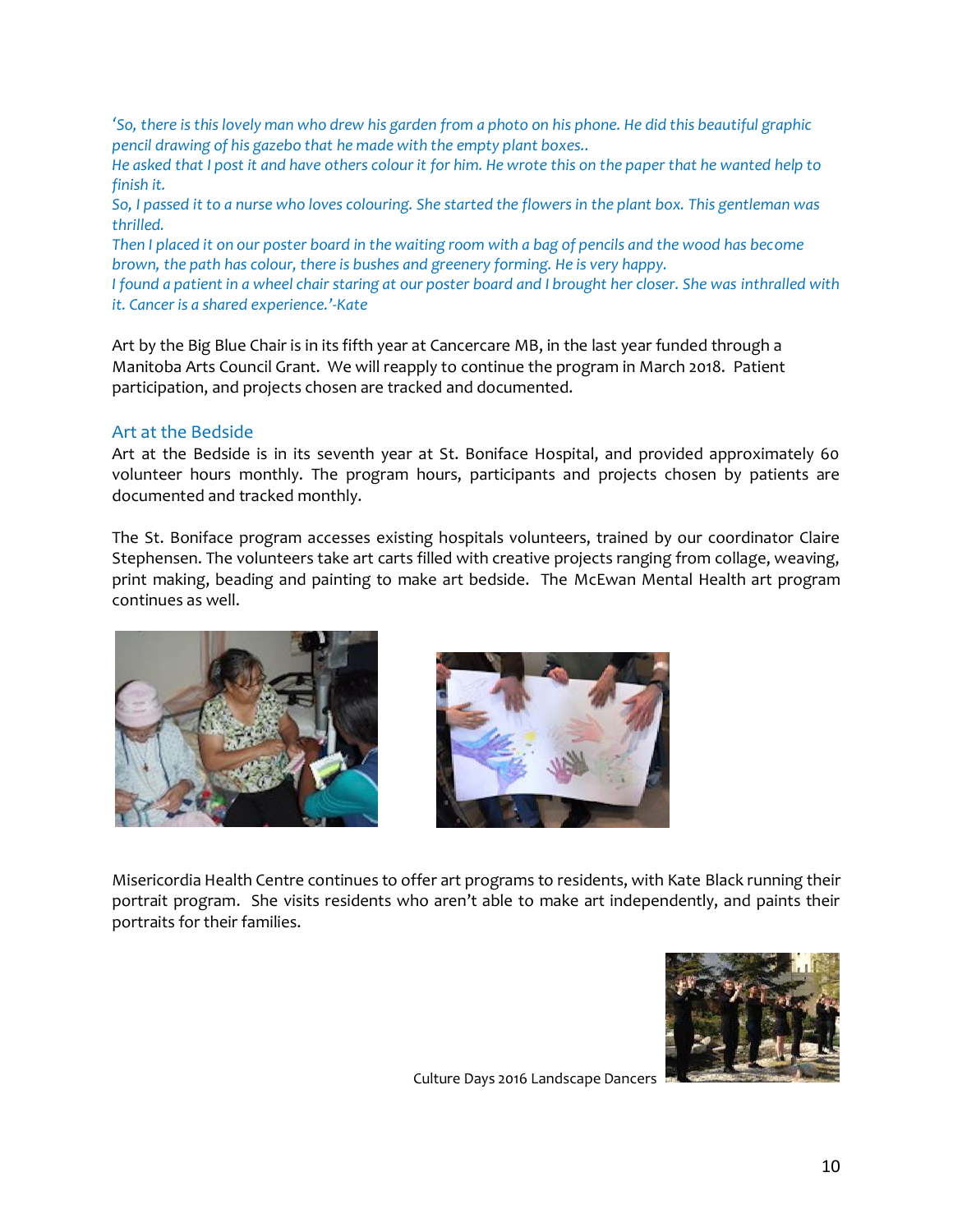*'So, there is this lovely man who drew his garden from a photo on his phone. He did this beautiful graphic pencil drawing of his gazebo that he made with the empty plant boxes..*
*He asked that I post it and have others colour it for him. He wrote this on the paper that he wanted help to finish it.*
*So, I passed it to a nurse who loves colouring. She started the flowers in the plant box. This gentleman was thrilled.*
*Then I placed it on our poster board in the waiting room with a bag of pencils and the wood has become brown, the path has colour, there is bushes and greenery forming. He is very happy.*
*I found a patient in a wheel chair staring at our poster board and I brought her closer. She was inthralled with it. Cancer is a shared experience.'-Kate*

Art by the Big Blue Chair is in its fifth year at Cancercare MB, in the last year funded through a Manitoba Arts Council Grant. We will reapply to continue the program in March 2018. Patient participation, and projects chosen are tracked and documented.

## Art at the Bedside

Art at the Bedside is in its seventh year at St. Boniface Hospital, and provided approximately 60 volunteer hours monthly. The program hours, participants and projects chosen by patients are documented and tracked monthly.

The St. Boniface program accesses existing hospitals volunteers, trained by our coordinator Claire Stephensen. The volunteers take art carts filled with creative projects ranging from collage, weaving, print making, beading and painting to make art bedside. The McEwan Mental Health art program continues as well.

Misericordia Health Centre continues to offer art programs to residents, with Kate Black running their portrait program. She visits residents who aren't able to make art independently, and paints their portraits for their families.

Culture Days 2016 Landscape Dancers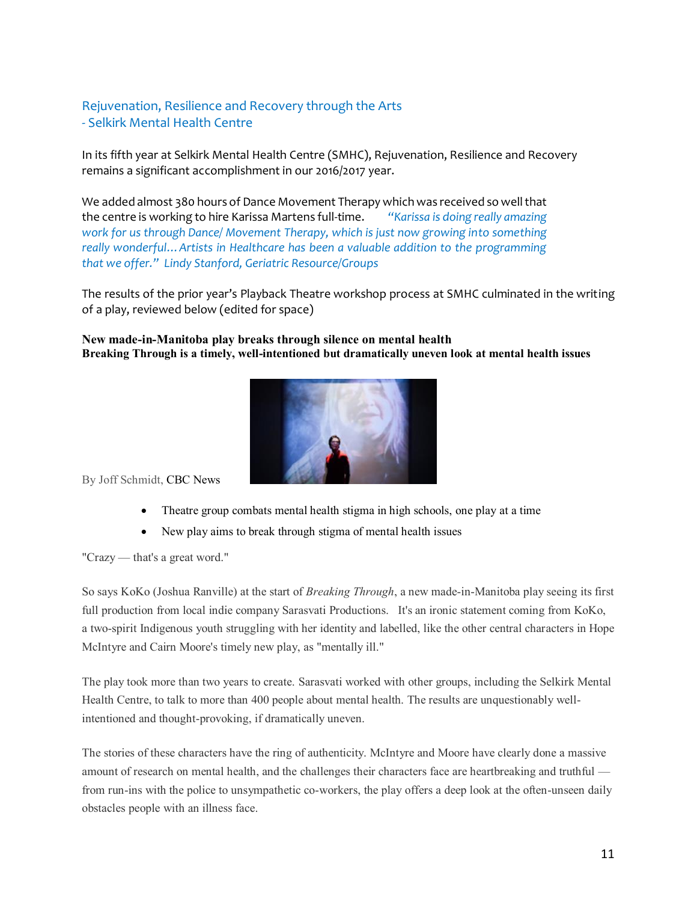## Rejuvenation, Resilience and Recovery through the Arts
## - Selkirk Mental Health Centre

In its fifth year at Selkirk Mental Health Centre (SMHC), Rejuvenation, Resilience and Recovery remains a significant accomplishment in our 2016/2017 year.

We added almost 380 hours of Dance Movement Therapy which was received so well that the centre is working to hire Karissa Martens full-time. *"Karissa is doing really amazing work for us through Dance/ Movement Therapy, which is just now growing into something really wonderful… Artists in Healthcare has been a valuable addition to the programming that we offer." Lindy Stanford, Geriatric Resource/Groups*

The results of the prior year's Playback Theatre workshop process at SMHC culminated in the writing of a play, reviewed below (edited for space)

**New made-in-Manitoba play breaks through silence on mental health**
**Breaking Through is a timely, well-intentioned but dramatically uneven look at mental health issues**

By Joff Schmidt, CBC News

- Theatre group combats mental health stigma in high schools, one play at a time
- New play aims to break through stigma of mental health issues

"Crazy — that's a great word."

So says KoKo (Joshua Ranville) at the start of *Breaking Through*, a new made-in-Manitoba play seeing its first full production from local indie company Sarasvati Productions. It's an ironic statement coming from KoKo, a two-spirit Indigenous youth struggling with her identity and labelled, like the other central characters in Hope McIntyre and Cairn Moore's timely new play, as "mentally ill."

The play took more than two years to create. Sarasvati worked with other groups, including the Selkirk Mental Health Centre, to talk to more than 400 people about mental health. The results are unquestionably well-intentioned and thought-provoking, if dramatically uneven.

The stories of these characters have the ring of authenticity. McIntyre and Moore have clearly done a massive amount of research on mental health, and the challenges their characters face are heartbreaking and truthful — from run-ins with the police to unsympathetic co-workers, the play offers a deep look at the often-unseen daily obstacles people with an illness face.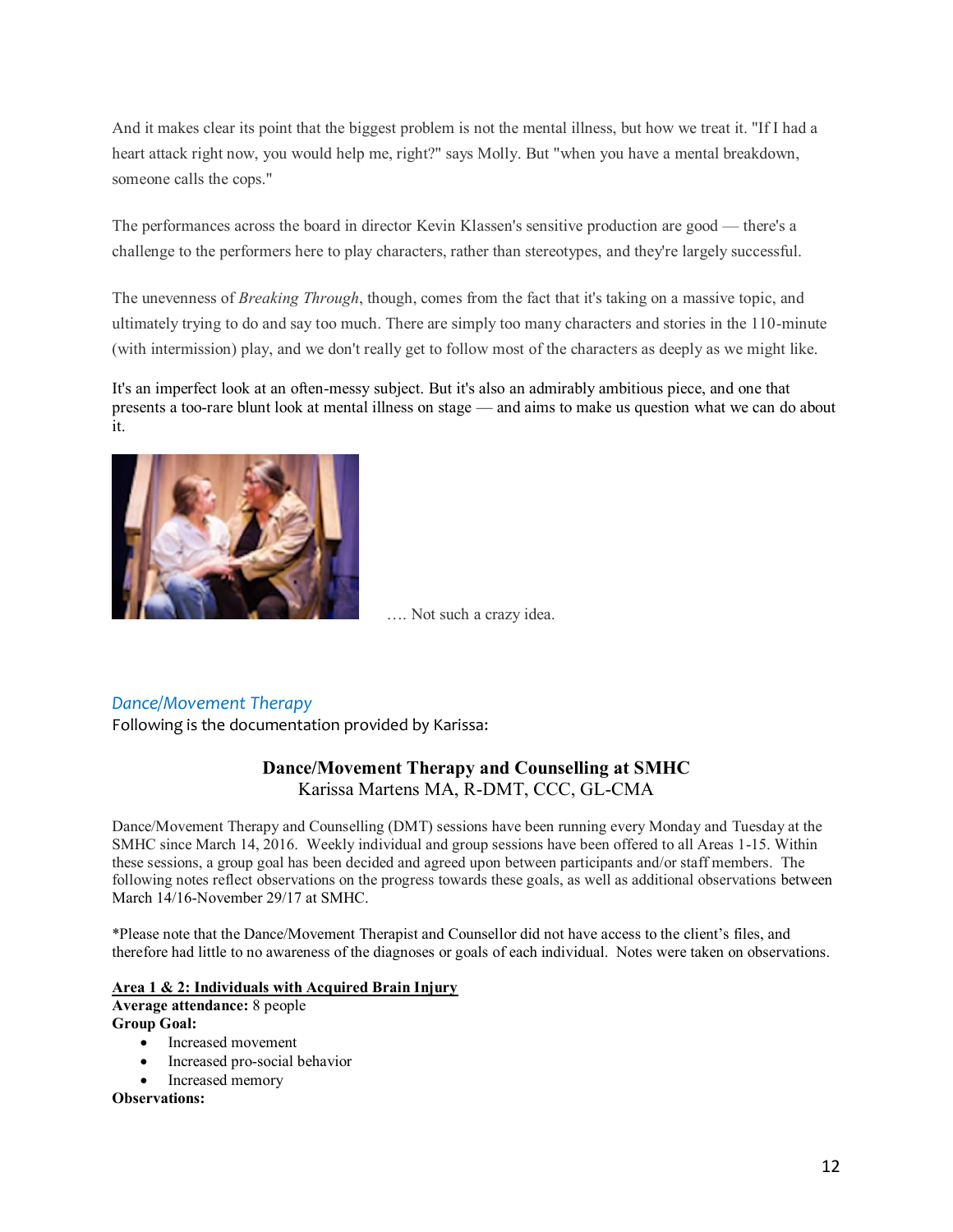And it makes clear its point that the biggest problem is not the mental illness, but how we treat it. "If I had a heart attack right now, you would help me, right?" says Molly. But "when you have a mental breakdown, someone calls the cops."

The performances across the board in director Kevin Klassen's sensitive production are good — there's a challenge to the performers here to play characters, rather than stereotypes, and they're largely successful.

The unevenness of *Breaking Through*, though, comes from the fact that it's taking on a massive topic, and ultimately trying to do and say too much. There are simply too many characters and stories in the 110-minute (with intermission) play, and we don't really get to follow most of the characters as deeply as we might like.

It's an imperfect look at an often-messy subject. But it's also an admirably ambitious piece, and one that presents a too-rare blunt look at mental illness on stage — and aims to make us question what we can do about it.

…. Not such a crazy idea.

## *Dance/Movement Therapy*

Following is the documentation provided by Karissa:

### Dance/Movement Therapy and Counselling at SMHC

Karissa Martens MA, R-DMT, CCC, GL-CMA

Dance/Movement Therapy and Counselling (DMT) sessions have been running every Monday and Tuesday at the SMHC since March 14, 2016. Weekly individual and group sessions have been offered to all Areas 1-15. Within these sessions, a group goal has been decided and agreed upon between participants and/or staff members. The following notes reflect observations on the progress towards these goals, as well as additional observations between March 14/16-November 29/17 at SMHC.

*Please note that the Dance/Movement Therapist and Counsellor did not have access to the client's files, and therefore had little to no awareness of the diagnoses or goals of each individual. Notes were taken on observations.

**<u>Area 1 & 2: Individuals with Acquired Brain Injury</u>**

**Average attendance:** 8 people

**Group Goal:**

- Increased movement
- Increased pro-social behavior
- Increased memory

**Observations:**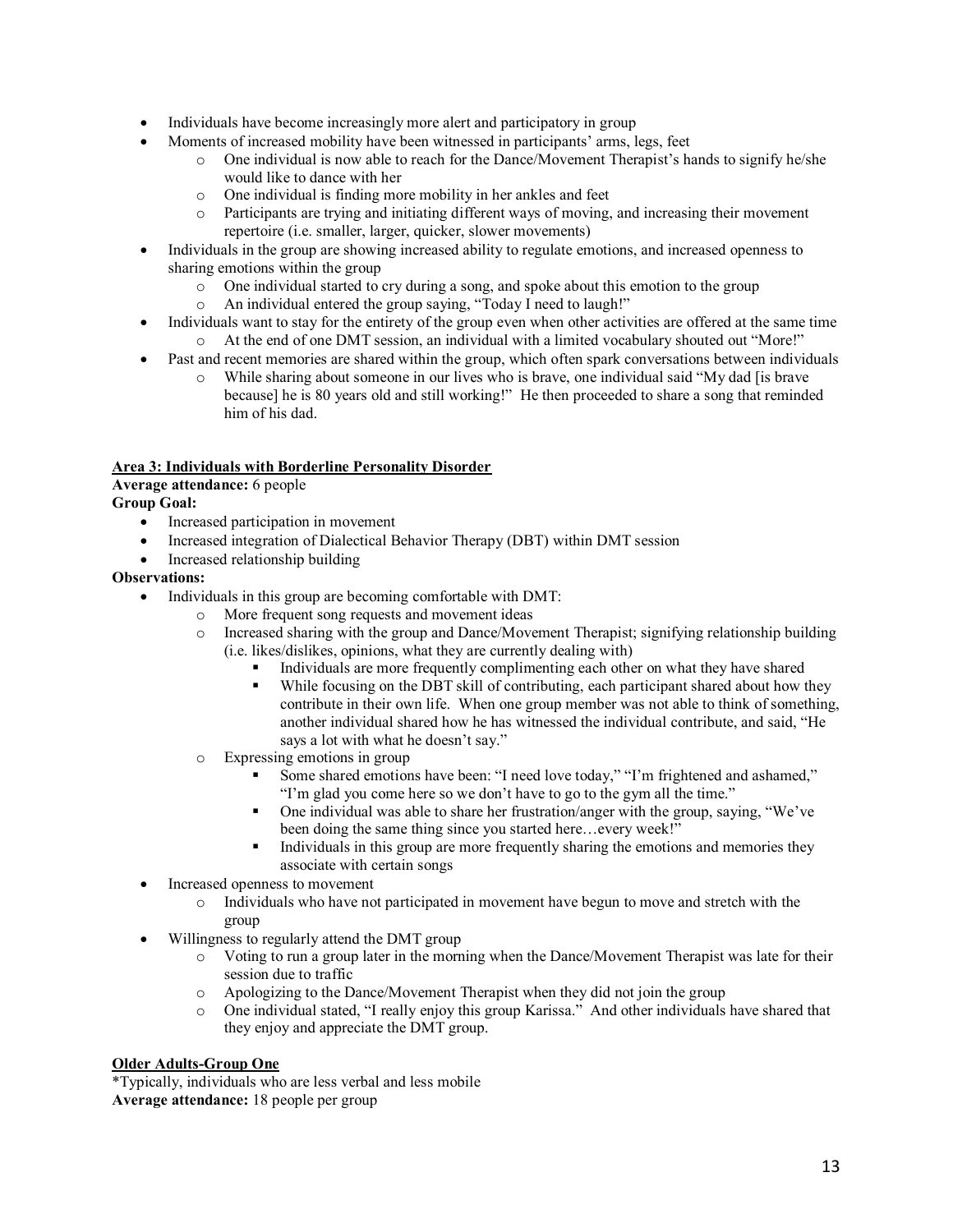- Individuals have become increasingly more alert and participatory in group
- Moments of increased mobility have been witnessed in participants' arms, legs, feet
    - One individual is now able to reach for the Dance/Movement Therapist's hands to signify he/she would like to dance with her
    - One individual is finding more mobility in her ankles and feet
    - Participants are trying and initiating different ways of moving, and increasing their movement repertoire (i.e. smaller, larger, quicker, slower movements)
- Individuals in the group are showing increased ability to regulate emotions, and increased openness to sharing emotions within the group
    - One individual started to cry during a song, and spoke about this emotion to the group
    - An individual entered the group saying, "Today I need to laugh!"
- Individuals want to stay for the entirety of the group even when other activities are offered at the same time
    - At the end of one DMT session, an individual with a limited vocabulary shouted out "More!"
- Past and recent memories are shared within the group, which often spark conversations between individuals
    - While sharing about someone in our lives who is brave, one individual said "My dad [is brave because] he is 80 years old and still working!" He then proceeded to share a song that reminded him of his dad.

**Area 3: Individuals with Borderline Personality Disorder**

**Average attendance:** 6 people

**Group Goal:**

- Increased participation in movement
- Increased integration of Dialectical Behavior Therapy (DBT) within DMT session
- Increased relationship building

**Observations:**

- Individuals in this group are becoming comfortable with DMT:
    - More frequent song requests and movement ideas
    - Increased sharing with the group and Dance/Movement Therapist; signifying relationship building (i.e. likes/dislikes, opinions, what they are currently dealing with)
        - Individuals are more frequently complimenting each other on what they have shared
        - While focusing on the DBT skill of contributing, each participant shared about how they contribute in their own life. When one group member was not able to think of something, another individual shared how he has witnessed the individual contribute, and said, "He says a lot with what he doesn't say."
    - Expressing emotions in group
        - Some shared emotions have been: "I need love today," "I'm frightened and ashamed," "I'm glad you come here so we don't have to go to the gym all the time."
        - One individual was able to share her frustration/anger with the group, saying, "We've been doing the same thing since you started here…every week!"
        - Individuals in this group are more frequently sharing the emotions and memories they associate with certain songs
- Increased openness to movement
    - Individuals who have not participated in movement have begun to move and stretch with the group
- Willingness to regularly attend the DMT group
    - Voting to run a group later in the morning when the Dance/Movement Therapist was late for their session due to traffic
    - Apologizing to the Dance/Movement Therapist when they did not join the group
    - One individual stated, "I really enjoy this group Karissa." And other individuals have shared that they enjoy and appreciate the DMT group.

**Older Adults-Group One**

*Typically, individuals who are less verbal and less mobile

**Average attendance:** 18 people per group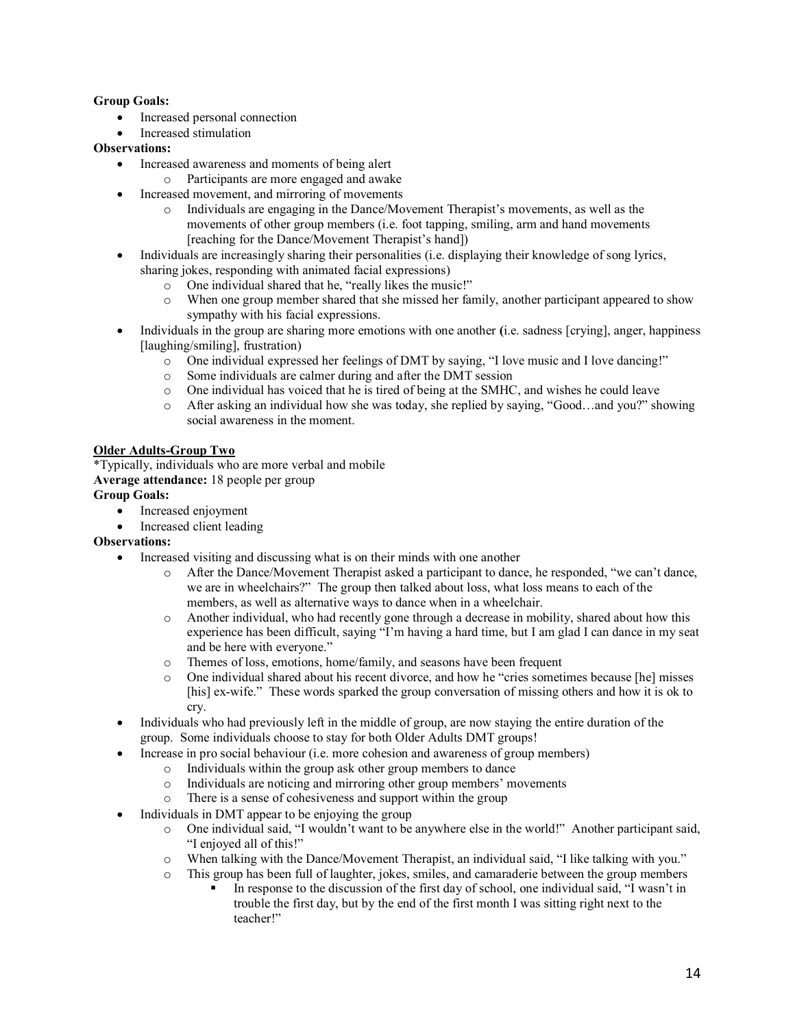**Group Goals:**

- Increased personal connection
- Increased stimulation

**Observations:**

- Increased awareness and moments of being alert
    - Participants are more engaged and awake
- Increased movement, and mirroring of movements
    - Individuals are engaging in the Dance/Movement Therapist's movements, as well as the movements of other group members (i.e. foot tapping, smiling, arm and hand movements [reaching for the Dance/Movement Therapist's hand])
- Individuals are increasingly sharing their personalities (i.e. displaying their knowledge of song lyrics, sharing jokes, responding with animated facial expressions)
    - One individual shared that he, "really likes the music!"
    - When one group member shared that she missed her family, another participant appeared to show sympathy with his facial expressions.
- Individuals in the group are sharing more emotions with one another **(**i.e. sadness [crying], anger, happiness [laughing/smiling], frustration)
    - One individual expressed her feelings of DMT by saying, "I love music and I love dancing!"
    - Some individuals are calmer during and after the DMT session
    - One individual has voiced that he is tired of being at the SMHC, and wishes he could leave
    - After asking an individual how she was today, she replied by saying, "Good…and you?" showing social awareness in the moment.

**<u>Older Adults-Group Two</u>**

*Typically, individuals who are more verbal and mobile

**Average attendance:** 18 people per group

**Group Goals:**

- Increased enjoyment
- Increased client leading

**Observations:**

- Increased visiting and discussing what is on their minds with one another
    - After the Dance/Movement Therapist asked a participant to dance, he responded, "we can't dance, we are in wheelchairs?" The group then talked about loss, what loss means to each of the members, as well as alternative ways to dance when in a wheelchair.
    - Another individual, who had recently gone through a decrease in mobility, shared about how this experience has been difficult, saying "I'm having a hard time, but I am glad I can dance in my seat and be here with everyone."
    - Themes of loss, emotions, home/family, and seasons have been frequent
    - One individual shared about his recent divorce, and how he "cries sometimes because [he] misses [his] ex-wife." These words sparked the group conversation of missing others and how it is ok to cry.
- Individuals who had previously left in the middle of group, are now staying the entire duration of the group. Some individuals choose to stay for both Older Adults DMT groups!
- Increase in pro social behaviour (i.e. more cohesion and awareness of group members)
    - Individuals within the group ask other group members to dance
    - Individuals are noticing and mirroring other group members' movements
    - There is a sense of cohesiveness and support within the group
- Individuals in DMT appear to be enjoying the group
    - One individual said, "I wouldn't want to be anywhere else in the world!" Another participant said, "I enjoyed all of this!"
    - When talking with the Dance/Movement Therapist, an individual said, "I like talking with you."
    - This group has been full of laughter, jokes, smiles, and camaraderie between the group members
        - In response to the discussion of the first day of school, one individual said, "I wasn't in trouble the first day, but by the end of the first month I was sitting right next to the teacher!"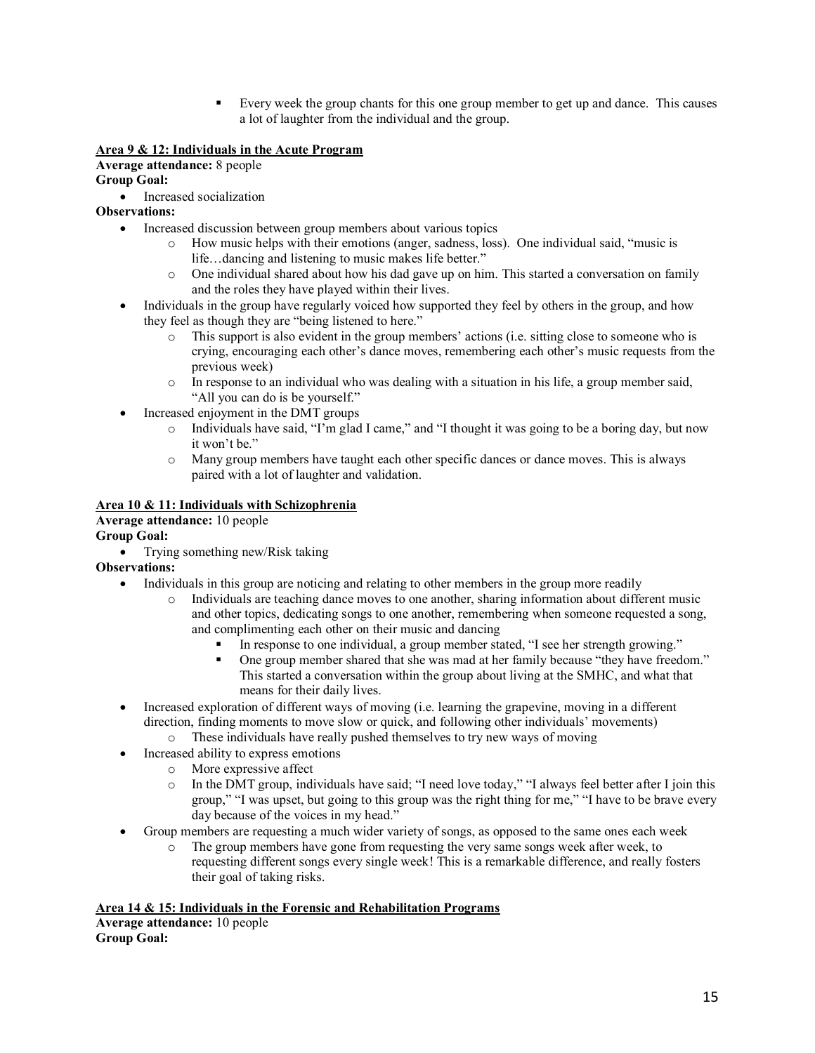- Every week the group chants for this one group member to get up and dance. This causes a lot of laughter from the individual and the group.

**Area 9 & 12: Individuals in the Acute Program**

**Average attendance:** 8 people

**Group Goal:**

- Increased socialization

**Observations:**

- Increased discussion between group members about various topics
  - How music helps with their emotions (anger, sadness, loss). One individual said, "music is life…dancing and listening to music makes life better."
  - One individual shared about how his dad gave up on him. This started a conversation on family and the roles they have played within their lives.
- Individuals in the group have regularly voiced how supported they feel by others in the group, and how they feel as though they are "being listened to here."
  - This support is also evident in the group members' actions (i.e. sitting close to someone who is crying, encouraging each other's dance moves, remembering each other's music requests from the previous week)
  - In response to an individual who was dealing with a situation in his life, a group member said, "All you can do is be yourself."
- Increased enjoyment in the DMT groups
  - Individuals have said, "I'm glad I came," and "I thought it was going to be a boring day, but now it won't be."
  - Many group members have taught each other specific dances or dance moves. This is always paired with a lot of laughter and validation.

**Area 10 & 11: Individuals with Schizophrenia**

**Average attendance:** 10 people

**Group Goal:**

- Trying something new/Risk taking

**Observations:**

- Individuals in this group are noticing and relating to other members in the group more readily
  - Individuals are teaching dance moves to one another, sharing information about different music and other topics, dedicating songs to one another, remembering when someone requested a song, and complimenting each other on their music and dancing
    - In response to one individual, a group member stated, "I see her strength growing."
    - One group member shared that she was mad at her family because "they have freedom." This started a conversation within the group about living at the SMHC, and what that means for their daily lives.
- Increased exploration of different ways of moving (i.e. learning the grapevine, moving in a different direction, finding moments to move slow or quick, and following other individuals' movements)
  - These individuals have really pushed themselves to try new ways of moving
- Increased ability to express emotions
  - More expressive affect
  - In the DMT group, individuals have said; "I need love today," "I always feel better after I join this group," "I was upset, but going to this group was the right thing for me," "I have to be brave every day because of the voices in my head."
- Group members are requesting a much wider variety of songs, as opposed to the same ones each week
  - The group members have gone from requesting the very same songs week after week, to requesting different songs every single week! This is a remarkable difference, and really fosters their goal of taking risks.

**Area 14 & 15: Individuals in the Forensic and Rehabilitation Programs**

**Average attendance:** 10 people

**Group Goal:**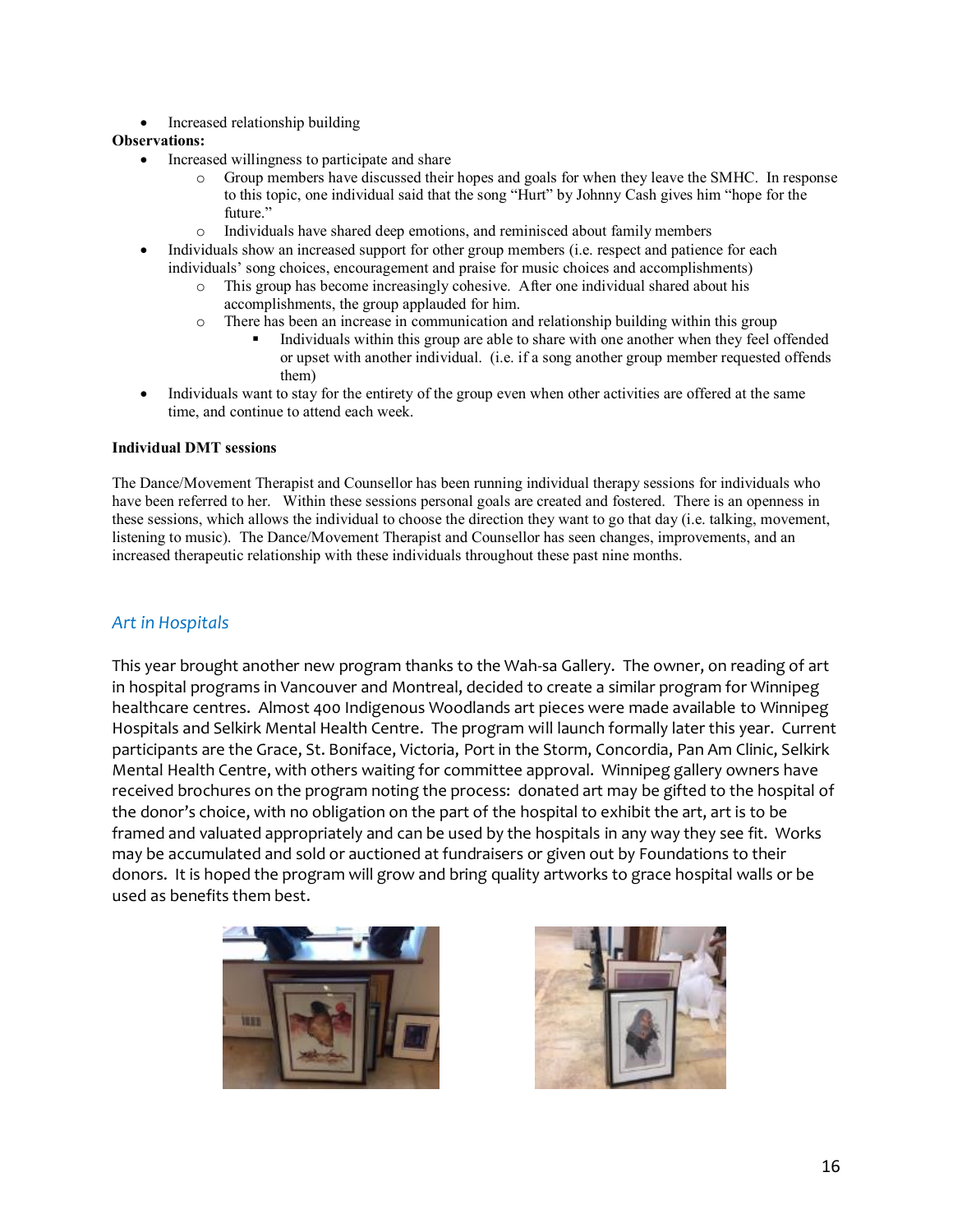- Increased relationship building

**Observations:**

- Increased willingness to participate and share
  - Group members have discussed their hopes and goals for when they leave the SMHC. In response to this topic, one individual said that the song "Hurt" by Johnny Cash gives him "hope for the future."
  - Individuals have shared deep emotions, and reminisced about family members
- Individuals show an increased support for other group members (i.e. respect and patience for each individuals' song choices, encouragement and praise for music choices and accomplishments)
  - This group has become increasingly cohesive. After one individual shared about his accomplishments, the group applauded for him.
  - There has been an increase in communication and relationship building within this group
    - Individuals within this group are able to share with one another when they feel offended or upset with another individual. (i.e. if a song another group member requested offends them)
- Individuals want to stay for the entirety of the group even when other activities are offered at the same time, and continue to attend each week.

**Individual DMT sessions**

The Dance/Movement Therapist and Counsellor has been running individual therapy sessions for individuals who have been referred to her. Within these sessions personal goals are created and fostered. There is an openness in these sessions, which allows the individual to choose the direction they want to go that day (i.e. talking, movement, listening to music). The Dance/Movement Therapist and Counsellor has seen changes, improvements, and an increased therapeutic relationship with these individuals throughout these past nine months.

## *Art in Hospitals*

This year brought another new program thanks to the Wah-sa Gallery. The owner, on reading of art in hospital programs in Vancouver and Montreal, decided to create a similar program for Winnipeg healthcare centres. Almost 400 Indigenous Woodlands art pieces were made available to Winnipeg Hospitals and Selkirk Mental Health Centre. The program will launch formally later this year. Current participants are the Grace, St. Boniface, Victoria, Port in the Storm, Concordia, Pan Am Clinic, Selkirk Mental Health Centre, with others waiting for committee approval. Winnipeg gallery owners have received brochures on the program noting the process: donated art may be gifted to the hospital of the donor's choice, with no obligation on the part of the hospital to exhibit the art, art is to be framed and valuated appropriately and can be used by the hospitals in any way they see fit. Works may be accumulated and sold or auctioned at fundraisers or given out by Foundations to their donors. It is hoped the program will grow and bring quality artworks to grace hospital walls or be used as benefits them best.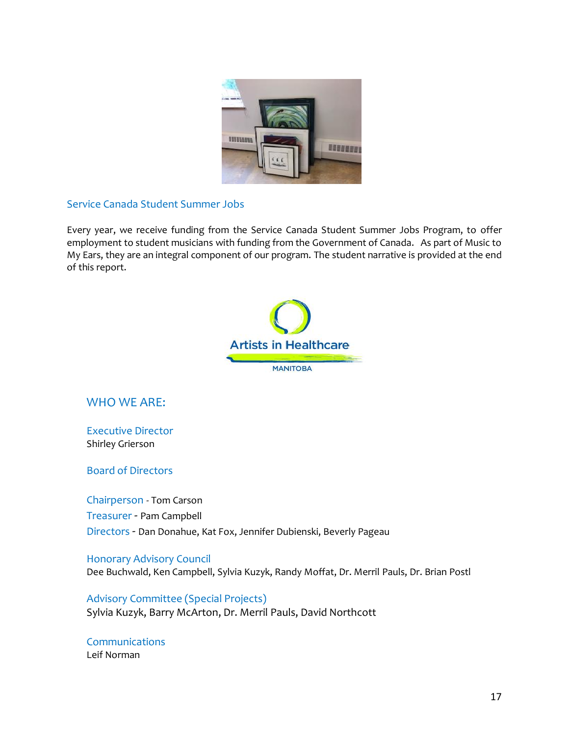## Service Canada Student Summer Jobs

Every year, we receive funding from the Service Canada Student Summer Jobs Program, to offer employment to student musicians with funding from the Government of Canada. As part of Music to My Ears, they are an integral component of our program. The student narrative is provided at the end of this report.

Artists in Healthcare

MANITOBA

## WHO WE ARE:

### Executive Director

Shirley Grierson

### Board of Directors

Chairperson - Tom Carson

Treasurer - Pam Campbell

Directors - Dan Donahue, Kat Fox, Jennifer Dubienski, Beverly Pageau

### Honorary Advisory Council

Dee Buchwald, Ken Campbell, Sylvia Kuzyk, Randy Moffat, Dr. Merril Pauls, Dr. Brian Postl

### Advisory Committee (Special Projects)

Sylvia Kuzyk, Barry McArton, Dr. Merril Pauls, David Northcott

### Communications

Leif Norman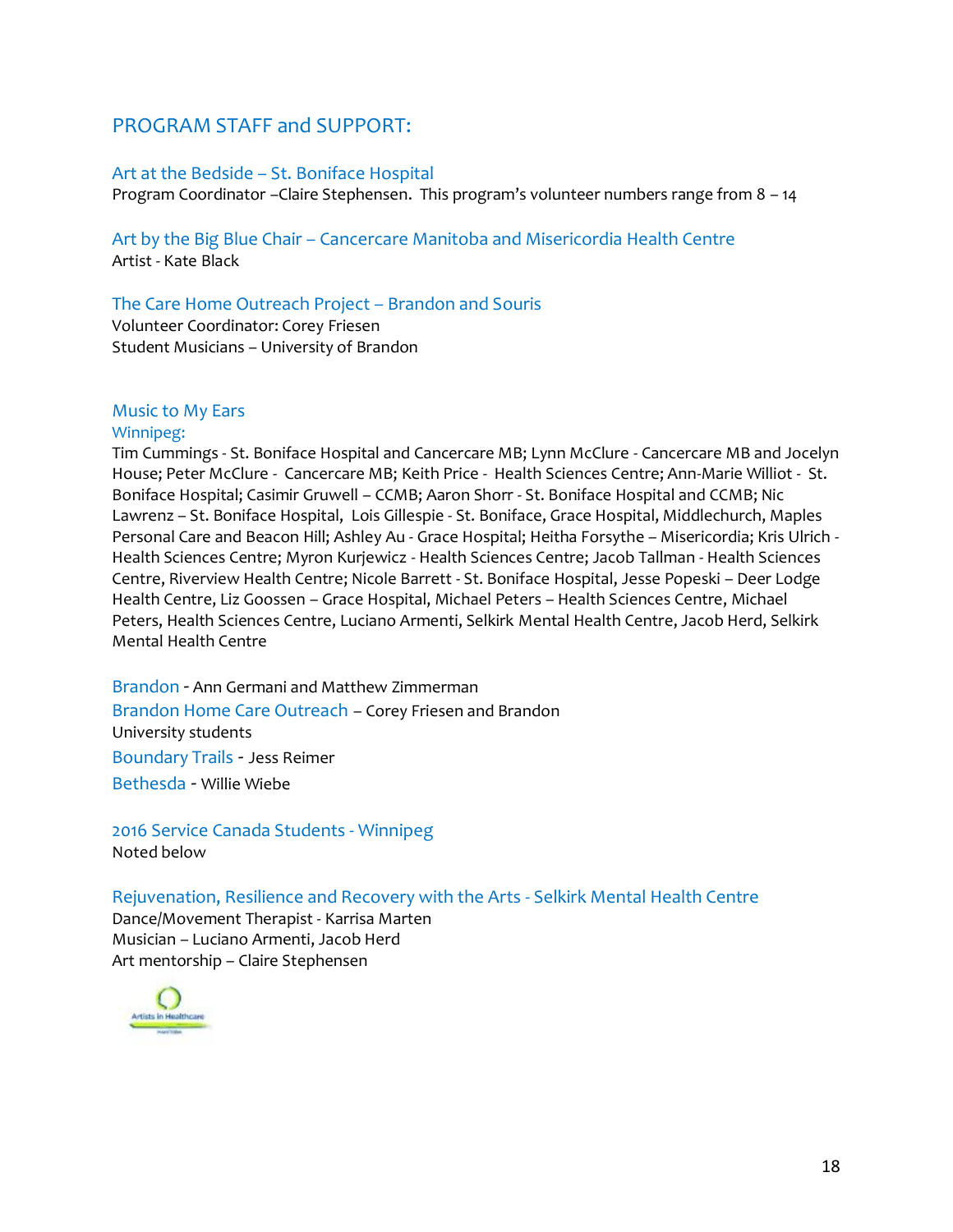## PROGRAM STAFF and SUPPORT:

### Art at the Bedside – St. Boniface Hospital

Program Coordinator –Claire Stephensen. This program's volunteer numbers range from 8 – 14

### Art by the Big Blue Chair – Cancercare Manitoba and Misericordia Health Centre

Artist - Kate Black

### The Care Home Outreach Project – Brandon and Souris

Volunteer Coordinator: Corey Friesen
Student Musicians – University of Brandon

### Music to My Ears

#### Winnipeg:

Tim Cummings - St. Boniface Hospital and Cancercare MB; Lynn McClure - Cancercare MB and Jocelyn House; Peter McClure - Cancercare MB; Keith Price - Health Sciences Centre; Ann-Marie Williot - St. Boniface Hospital; Casimir Gruwell – CCMB; Aaron Shorr - St. Boniface Hospital and CCMB; Nic Lawrenz – St. Boniface Hospital, Lois Gillespie - St. Boniface, Grace Hospital, Middlechurch, Maples Personal Care and Beacon Hill; Ashley Au - Grace Hospital; Heitha Forsythe – Misericordia; Kris Ulrich - Health Sciences Centre; Myron Kurjewicz - Health Sciences Centre; Jacob Tallman - Health Sciences Centre, Riverview Health Centre; Nicole Barrett - St. Boniface Hospital, Jesse Popeski – Deer Lodge Health Centre, Liz Goossen – Grace Hospital, Michael Peters – Health Sciences Centre, Michael Peters, Health Sciences Centre, Luciano Armenti, Selkirk Mental Health Centre, Jacob Herd, Selkirk Mental Health Centre

**Brandon** - Ann Germani and Matthew Zimmerman
**Brandon Home Care Outreach** – Corey Friesen and Brandon University students
**Boundary Trails** - Jess Reimer
**Bethesda** - Willie Wiebe

### 2016 Service Canada Students - Winnipeg

Noted below

### Rejuvenation, Resilience and Recovery with the Arts - Selkirk Mental Health Centre

Dance/Movement Therapist - Karrisa Marten
Musician – Luciano Armenti, Jacob Herd
Art mentorship – Claire Stephensen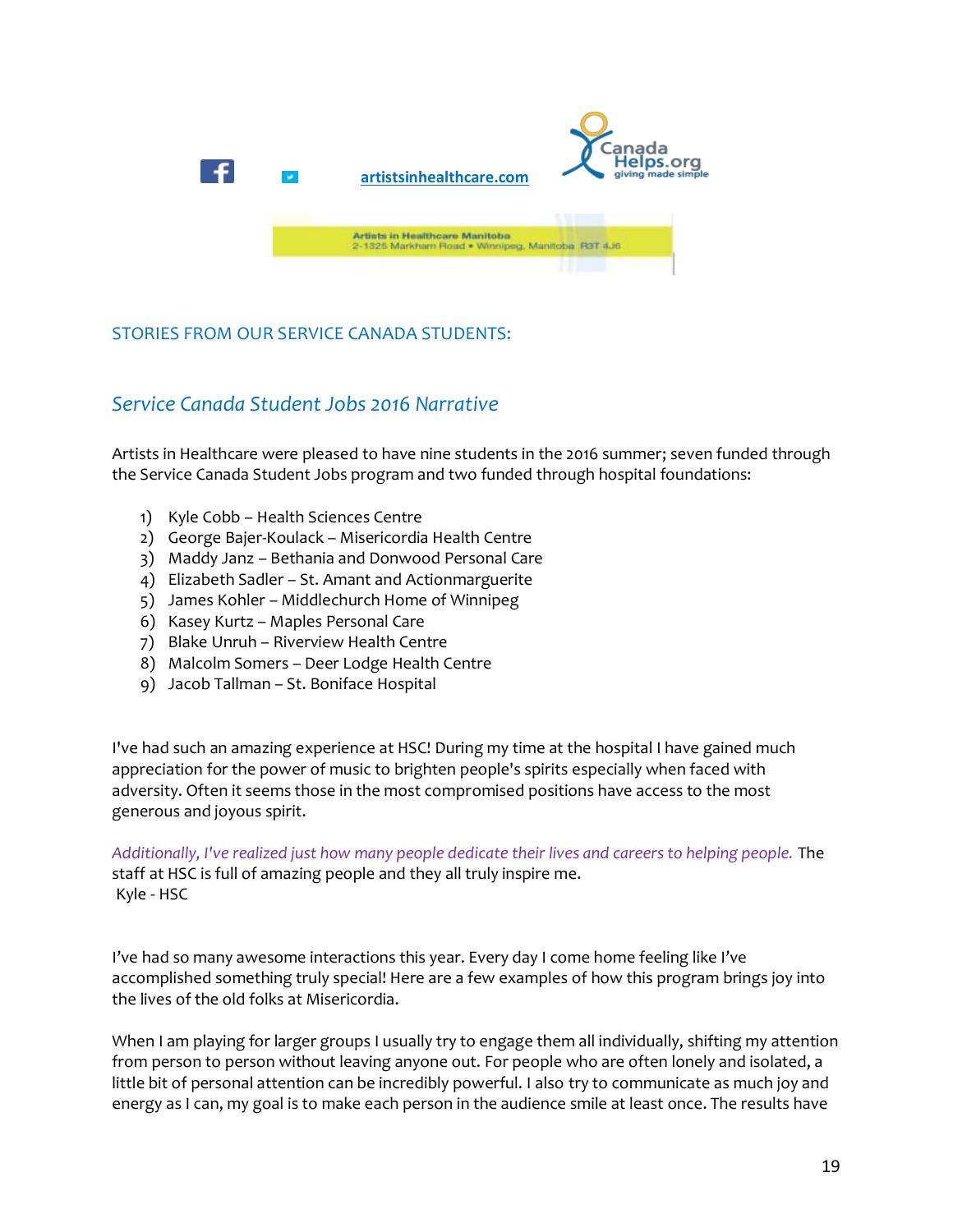artistsinhealthcare.com

Artists in Healthcare Manitoba
2-1325 Markham Road • Winnipeg, Manitoba R3T 4J6

## STORIES FROM OUR SERVICE CANADA STUDENTS:

### *Service Canada Student Jobs 2016 Narrative*

Artists in Healthcare were pleased to have nine students in the 2016 summer; seven funded through the Service Canada Student Jobs program and two funded through hospital foundations:

1) Kyle Cobb – Health Sciences Centre
2) George Bajer-Koulack – Misericordia Health Centre
3) Maddy Janz – Bethania and Donwood Personal Care
4) Elizabeth Sadler – St. Amant and Actionmarguerite
5) James Kohler – Middlechurch Home of Winnipeg
6) Kasey Kurtz – Maples Personal Care
7) Blake Unruh – Riverview Health Centre
8) Malcolm Somers – Deer Lodge Health Centre
9) Jacob Tallman – St. Boniface Hospital

I've had such an amazing experience at HSC! During my time at the hospital I have gained much appreciation for the power of music to brighten people's spirits especially when faced with adversity. Often it seems those in the most compromised positions have access to the most generous and joyous spirit.

*Additionally, I've realized just how many people dedicate their lives and careers to helping people.* The staff at HSC is full of amazing people and they all truly inspire me.
Kyle - HSC

I've had so many awesome interactions this year. Every day I come home feeling like I've accomplished something truly special! Here are a few examples of how this program brings joy into the lives of the old folks at Misericordia.

When I am playing for larger groups I usually try to engage them all individually, shifting my attention from person to person without leaving anyone out. For people who are often lonely and isolated, a little bit of personal attention can be incredibly powerful. I also try to communicate as much joy and energy as I can, my goal is to make each person in the audience smile at least once. The results have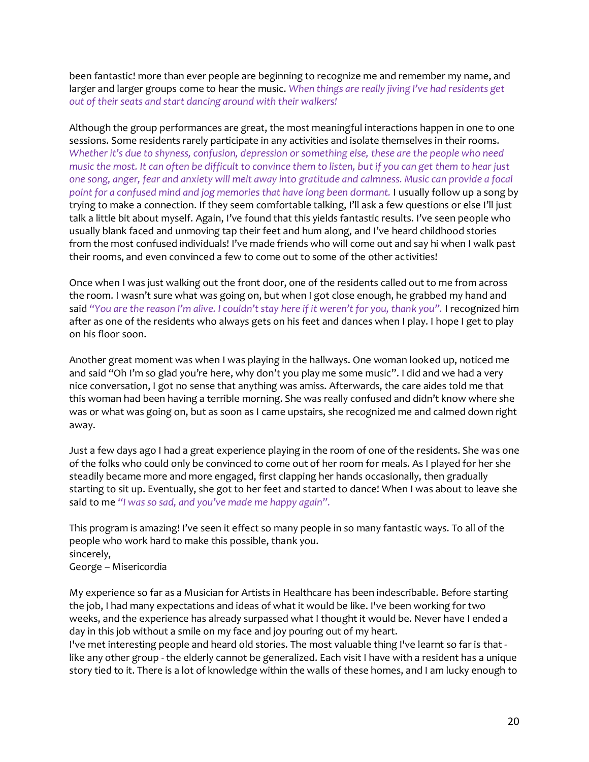been fantastic! more than ever people are beginning to recognize me and remember my name, and larger and larger groups come to hear the music. *When things are really jiving I've had residents get out of their seats and start dancing around with their walkers!*

Although the group performances are great, the most meaningful interactions happen in one to one sessions. Some residents rarely participate in any activities and isolate themselves in their rooms. *Whether it's due to shyness, confusion, depression or something else, these are the people who need music the most. It can often be difficult to convince them to listen, but if you can get them to hear just one song, anger, fear and anxiety will melt away into gratitude and calmness. Music can provide a focal point for a confused mind and jog memories that have long been dormant.* I usually follow up a song by trying to make a connection. If they seem comfortable talking, I'll ask a few questions or else I'll just talk a little bit about myself. Again, I've found that this yields fantastic results. I've seen people who usually blank faced and unmoving tap their feet and hum along, and I've heard childhood stories from the most confused individuals! I've made friends who will come out and say hi when I walk past their rooms, and even convinced a few to come out to some of the other activities!

Once when I was just walking out the front door, one of the residents called out to me from across the room. I wasn't sure what was going on, but when I got close enough, he grabbed my hand and said *"You are the reason I'm alive. I couldn't stay here if it weren't for you, thank you".* I recognized him after as one of the residents who always gets on his feet and dances when I play. I hope I get to play on his floor soon.

Another great moment was when I was playing in the hallways. One woman looked up, noticed me and said "Oh I'm so glad you're here, why don't you play me some music". I did and we had a very nice conversation, I got no sense that anything was amiss. Afterwards, the care aides told me that this woman had been having a terrible morning. She was really confused and didn't know where she was or what was going on, but as soon as I came upstairs, she recognized me and calmed down right away.

Just a few days ago I had a great experience playing in the room of one of the residents. She was one of the folks who could only be convinced to come out of her room for meals. As I played for her she steadily became more and more engaged, first clapping her hands occasionally, then gradually starting to sit up. Eventually, she got to her feet and started to dance! When I was about to leave she said to me *"I was so sad, and you've made me happy again".*

This program is amazing! I've seen it effect so many people in so many fantastic ways. To all of the people who work hard to make this possible, thank you.
sincerely,
George – Misericordia

My experience so far as a Musician for Artists in Healthcare has been indescribable. Before starting the job, I had many expectations and ideas of what it would be like. I've been working for two weeks, and the experience has already surpassed what I thought it would be. Never have I ended a day in this job without a smile on my face and joy pouring out of my heart.
I've met interesting people and heard old stories. The most valuable thing I've learnt so far is that - like any other group - the elderly cannot be generalized. Each visit I have with a resident has a unique story tied to it. There is a lot of knowledge within the walls of these homes, and I am lucky enough to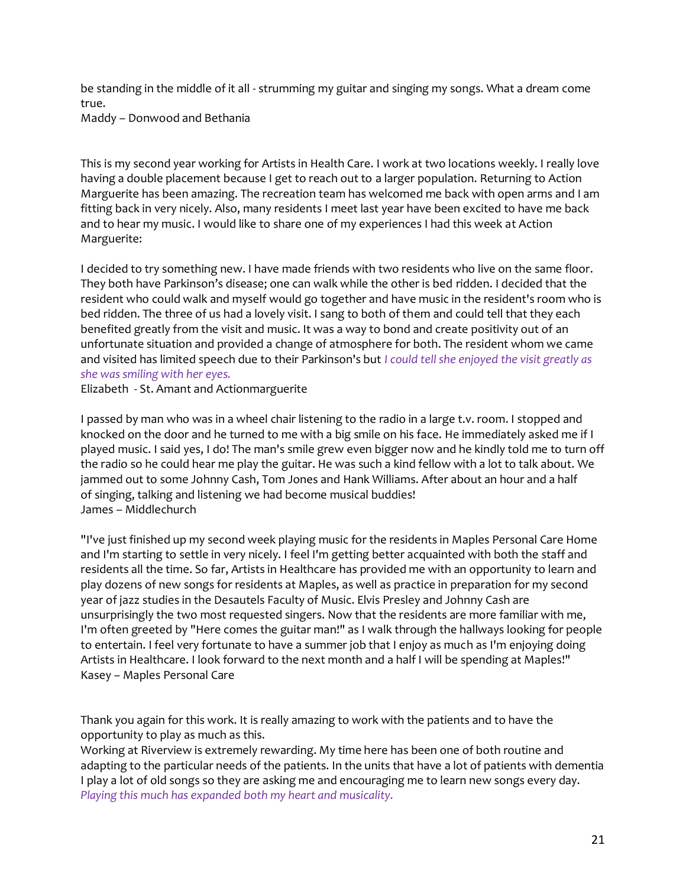be standing in the middle of it all - strumming my guitar and singing my songs. What a dream come true.
Maddy – Donwood and Bethania

This is my second year working for Artists in Health Care. I work at two locations weekly. I really love having a double placement because I get to reach out to a larger population. Returning to Action Marguerite has been amazing. The recreation team has welcomed me back with open arms and I am fitting back in very nicely. Also, many residents I meet last year have been excited to have me back and to hear my music. I would like to share one of my experiences I had this week at Action Marguerite:

I decided to try something new. I have made friends with two residents who live on the same floor. They both have Parkinson's disease; one can walk while the other is bed ridden. I decided that the resident who could walk and myself would go together and have music in the resident's room who is bed ridden. The three of us had a lovely visit. I sang to both of them and could tell that they each benefited greatly from the visit and music. It was a way to bond and create positivity out of an unfortunate situation and provided a change of atmosphere for both. The resident whom we came and visited has limited speech due to their Parkinson's but *I could tell she enjoyed the visit greatly as she was smiling with her eyes.*
Elizabeth - St. Amant and Actionmarguerite

I passed by man who was in a wheel chair listening to the radio in a large t.v. room. I stopped and knocked on the door and he turned to me with a big smile on his face. He immediately asked me if I played music. I said yes, I do! The man's smile grew even bigger now and he kindly told me to turn off the radio so he could hear me play the guitar. He was such a kind fellow with a lot to talk about. We jammed out to some Johnny Cash, Tom Jones and Hank Williams. After about an hour and a half of singing, talking and listening we had become musical buddies!
James – Middlechurch

"I've just finished up my second week playing music for the residents in Maples Personal Care Home and I'm starting to settle in very nicely. I feel I'm getting better acquainted with both the staff and residents all the time. So far, Artists in Healthcare has provided me with an opportunity to learn and play dozens of new songs for residents at Maples, as well as practice in preparation for my second year of jazz studies in the Desautels Faculty of Music. Elvis Presley and Johnny Cash are unsurprisingly the two most requested singers. Now that the residents are more familiar with me, I'm often greeted by "Here comes the guitar man!" as I walk through the hallways looking for people to entertain. I feel very fortunate to have a summer job that I enjoy as much as I'm enjoying doing Artists in Healthcare. I look forward to the next month and a half I will be spending at Maples!"
Kasey – Maples Personal Care

Thank you again for this work. It is really amazing to work with the patients and to have the opportunity to play as much as this.
Working at Riverview is extremely rewarding. My time here has been one of both routine and adapting to the particular needs of the patients. In the units that have a lot of patients with dementia I play a lot of old songs so they are asking me and encouraging me to learn new songs every day. *Playing this much has expanded both my heart and musicality.*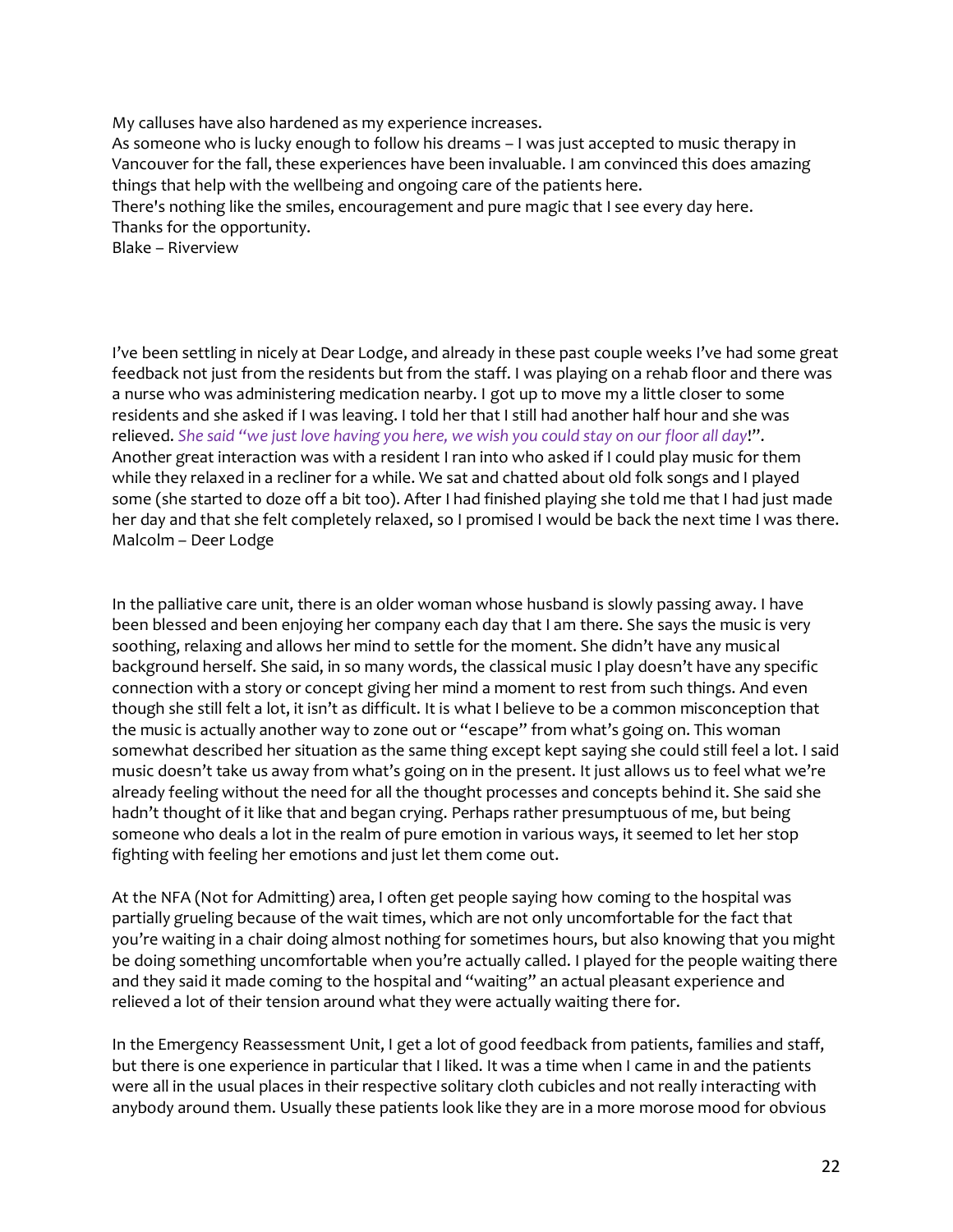My calluses have also hardened as my experience increases.
As someone who is lucky enough to follow his dreams – I was just accepted to music therapy in Vancouver for the fall, these experiences have been invaluable. I am convinced this does amazing things that help with the wellbeing and ongoing care of the patients here.
There's nothing like the smiles, encouragement and pure magic that I see every day here.
Thanks for the opportunity.
Blake – Riverview

I've been settling in nicely at Dear Lodge, and already in these past couple weeks I've had some great feedback not just from the residents but from the staff. I was playing on a rehab floor and there was a nurse who was administering medication nearby. I got up to move my a little closer to some residents and she asked if I was leaving. I told her that I still had another half hour and she was relieved. *She said "we just love having you here, we wish you could stay on our floor all day*!".
Another great interaction was with a resident I ran into who asked if I could play music for them while they relaxed in a recliner for a while. We sat and chatted about old folk songs and I played some (she started to doze off a bit too). After I had finished playing she told me that I had just made her day and that she felt completely relaxed, so I promised I would be back the next time I was there.
Malcolm – Deer Lodge

In the palliative care unit, there is an older woman whose husband is slowly passing away. I have been blessed and been enjoying her company each day that I am there. She says the music is very soothing, relaxing and allows her mind to settle for the moment. She didn't have any musical background herself. She said, in so many words, the classical music I play doesn't have any specific connection with a story or concept giving her mind a moment to rest from such things. And even though she still felt a lot, it isn't as difficult. It is what I believe to be a common misconception that the music is actually another way to zone out or "escape" from what's going on. This woman somewhat described her situation as the same thing except kept saying she could still feel a lot. I said music doesn't take us away from what's going on in the present. It just allows us to feel what we're already feeling without the need for all the thought processes and concepts behind it. She said she hadn't thought of it like that and began crying. Perhaps rather presumptuous of me, but being someone who deals a lot in the realm of pure emotion in various ways, it seemed to let her stop fighting with feeling her emotions and just let them come out.

At the NFA (Not for Admitting) area, I often get people saying how coming to the hospital was partially grueling because of the wait times, which are not only uncomfortable for the fact that you're waiting in a chair doing almost nothing for sometimes hours, but also knowing that you might be doing something uncomfortable when you're actually called. I played for the people waiting there and they said it made coming to the hospital and "waiting" an actual pleasant experience and relieved a lot of their tension around what they were actually waiting there for.

In the Emergency Reassessment Unit, I get a lot of good feedback from patients, families and staff, but there is one experience in particular that I liked. It was a time when I came in and the patients were all in the usual places in their respective solitary cloth cubicles and not really interacting with anybody around them. Usually these patients look like they are in a more morose mood for obvious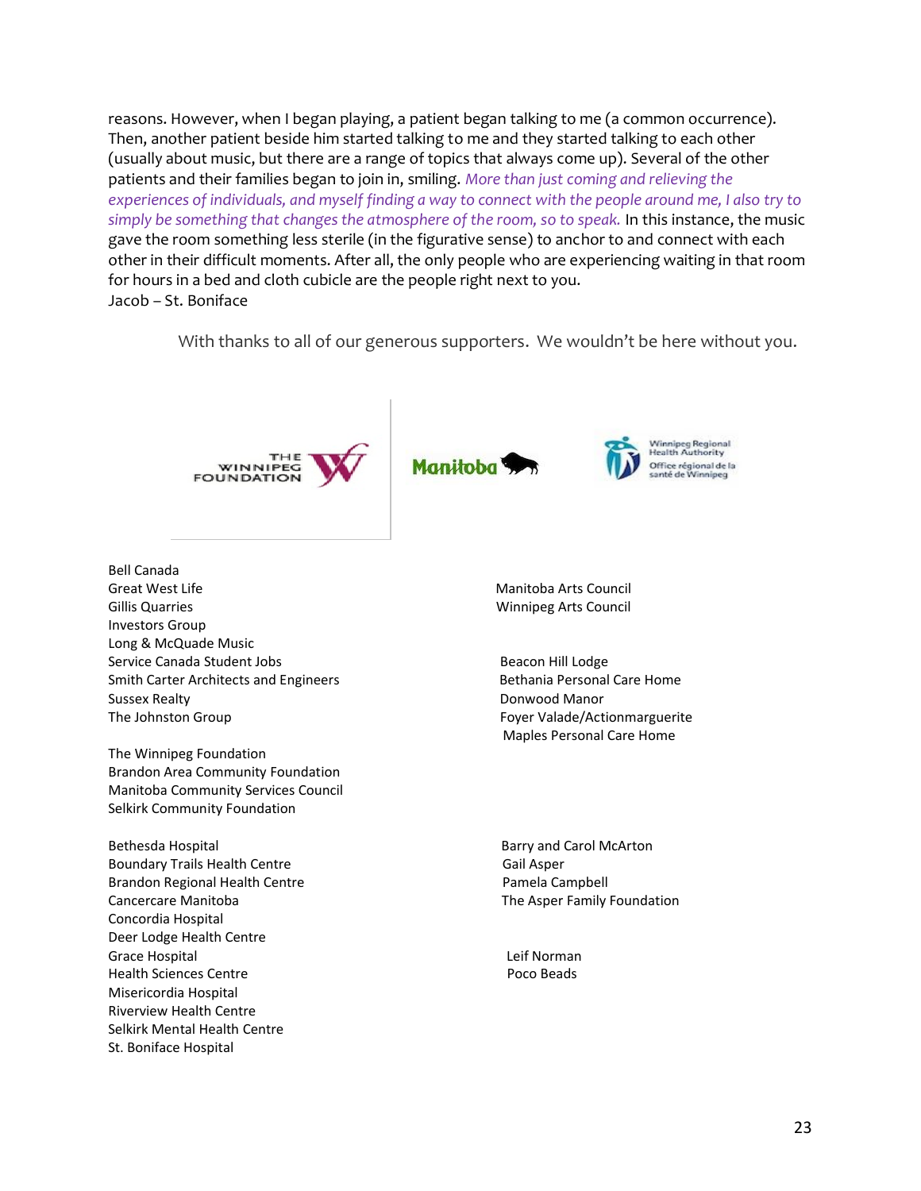reasons. However, when I began playing, a patient began talking to me (a common occurrence). Then, another patient beside him started talking to me and they started talking to each other (usually about music, but there are a range of topics that always come up). Several of the other patients and their families began to join in, smiling. *More than just coming and relieving the experiences of individuals, and myself finding a way to connect with the people around me, I also try to simply be something that changes the atmosphere of the room, so to speak.* In this instance, the music gave the room something less sterile (in the figurative sense) to anchor to and connect with each other in their difficult moments. After all, the only people who are experiencing waiting in that room for hours in a bed and cloth cubicle are the people right next to you.
Jacob – St. Boniface

With thanks to all of our generous supporters. We wouldn't be here without you.

THE WINNIPEG FOUNDATION

Manitoba

Winnipeg Regional Health Authority / Office régional de la santé de Winnipeg

Bell Canada
Great West Life
Gillis Quarries
Investors Group
Long & McQuade Music
Service Canada Student Jobs
Smith Carter Architects and Engineers
Sussex Realty
The Johnston Group

The Winnipeg Foundation
Brandon Area Community Foundation
Manitoba Community Services Council
Selkirk Community Foundation

Bethesda Hospital
Boundary Trails Health Centre
Brandon Regional Health Centre
Cancercare Manitoba
Concordia Hospital
Deer Lodge Health Centre
Grace Hospital
Health Sciences Centre
Misericordia Hospital
Riverview Health Centre
Selkirk Mental Health Centre
St. Boniface Hospital

Manitoba Arts Council
Winnipeg Arts Council

Beacon Hill Lodge
Bethania Personal Care Home
Donwood Manor
Foyer Valade/Actionmarguerite
Maples Personal Care Home

Barry and Carol McArton
Gail Asper
Pamela Campbell
The Asper Family Foundation

Leif Norman
Poco Beads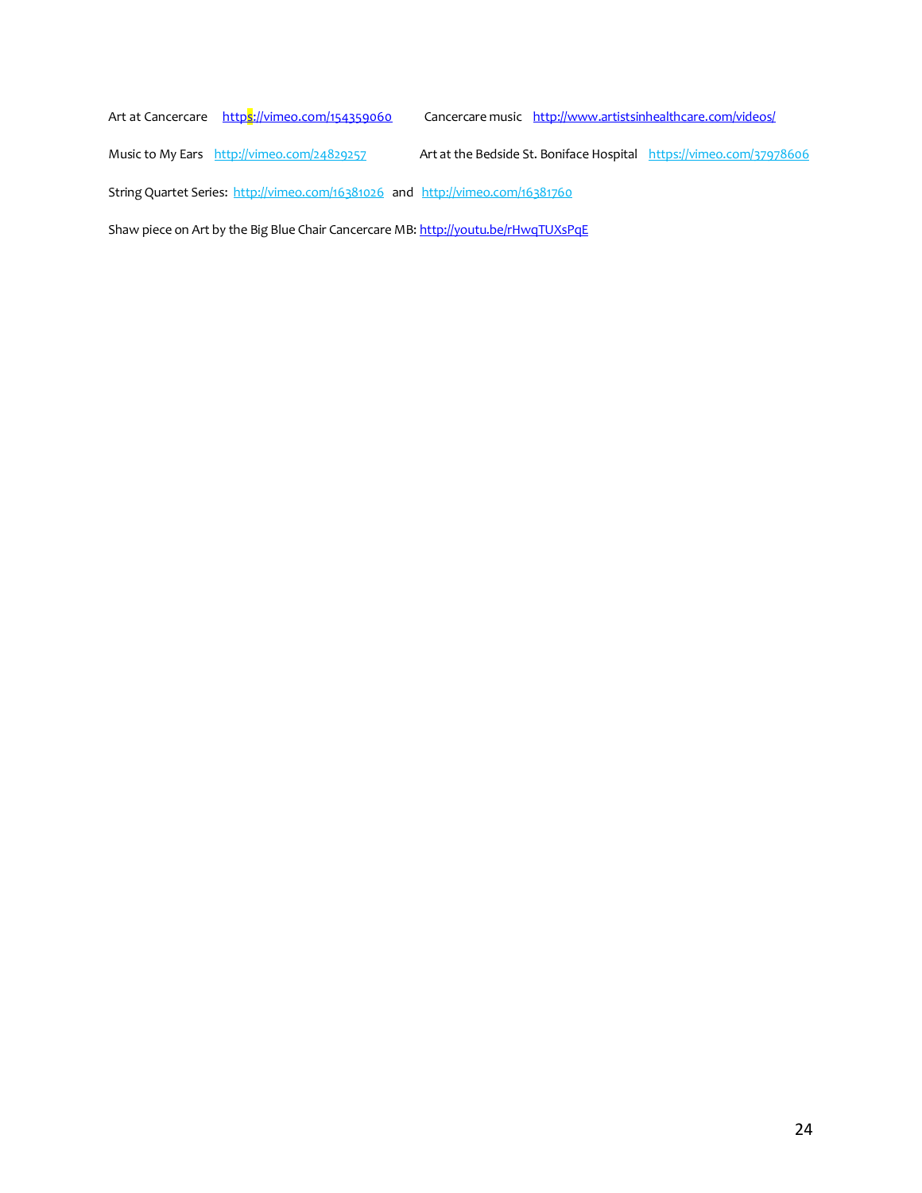Art at Cancercare https://vimeo.com/154359060 Cancercare music http://www.artistsinhealthcare.com/videos/

Music to My Ears http://vimeo.com/24829257 Art at the Bedside St. Boniface Hospital https://vimeo.com/37978606

String Quartet Series: http://vimeo.com/16381026 and http://vimeo.com/16381760

Shaw piece on Art by the Big Blue Chair Cancercare MB: http://youtu.be/rHwqTUXsPqE